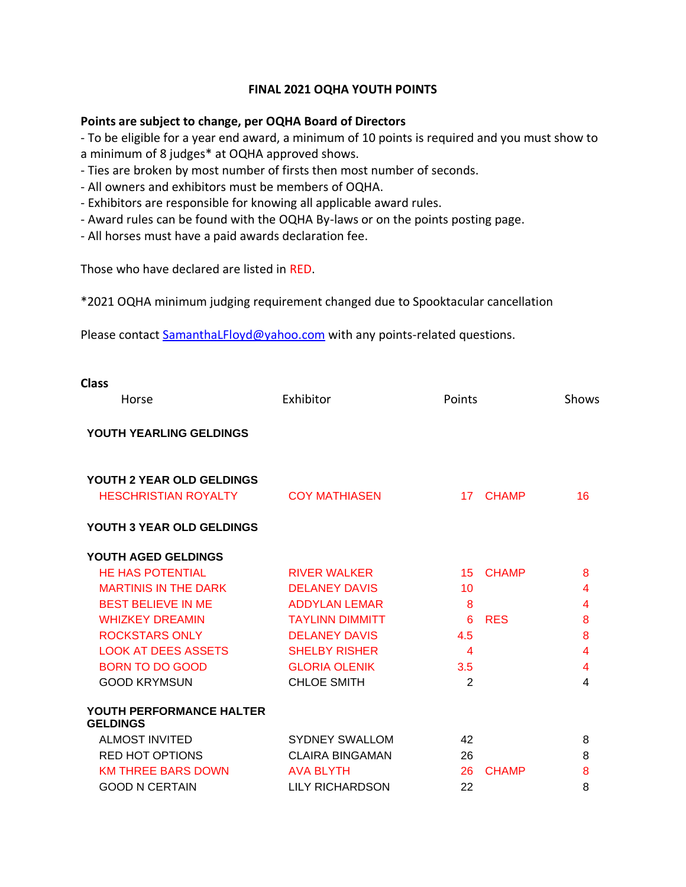# FINAL 2021 OQHA YOUTH POINTS

**Points are subject to change, per OQHA Board of Directors**

- To be eligible for a year end award, a minimum of 10 points is required and you must show to a minimum of 8 judges* at OQHA approved shows.
- Ties are broken by most number of firsts then most number of seconds.
- All owners and exhibitors must be members of OQHA.
- Exhibitors are responsible for knowing all applicable award rules.
- Award rules can be found with the OQHA By-laws or on the points posting page.
- All horses must have a paid awards declaration fee.

Those who have declared are listed in RED.

*2021 OQHA minimum judging requirement changed due to Spooktacular cancellation

Please contact SamanthaLFloyd@yahoo.com with any points-related questions.

| Class / Horse | Exhibitor | Points | | Shows |
|---|---|---|---|---|
| **YOUTH YEARLING GELDINGS** | | | | |
| **YOUTH 2 YEAR OLD GELDINGS** | | | | |
| HESCHRISTIAN ROYALTY | COY MATHIASEN | 17 | CHAMP | 16 |
| **YOUTH 3 YEAR OLD GELDINGS** | | | | |
| **YOUTH AGED GELDINGS** | | | | |
| HE HAS POTENTIAL | RIVER WALKER | 15 | CHAMP | 8 |
| MARTINIS IN THE DARK | DELANEY DAVIS | 10 | | 4 |
| BEST BELIEVE IN ME | ADDYLAN LEMAR | 8 | | 4 |
| WHIZKEY DREAMIN | TAYLINN DIMMITT | 6 | RES | 8 |
| ROCKSTARS ONLY | DELANEY DAVIS | 4.5 | | 8 |
| LOOK AT DEES ASSETS | SHELBY RISHER | 4 | | 4 |
| BORN TO DO GOOD | GLORIA OLENIK | 3.5 | | 4 |
| GOOD KRYMSUN | CHLOE SMITH | 2 | | 4 |
| **YOUTH PERFORMANCE HALTER GELDINGS** | | | | |
| ALMOST INVITED | SYDNEY SWALLOM | 42 | | 8 |
| RED HOT OPTIONS | CLAIRA BINGAMAN | 26 | | 8 |
| KM THREE BARS DOWN | AVA BLYTH | 26 | CHAMP | 8 |
| GOOD N CERTAIN | LILY RICHARDSON | 22 | | 8 |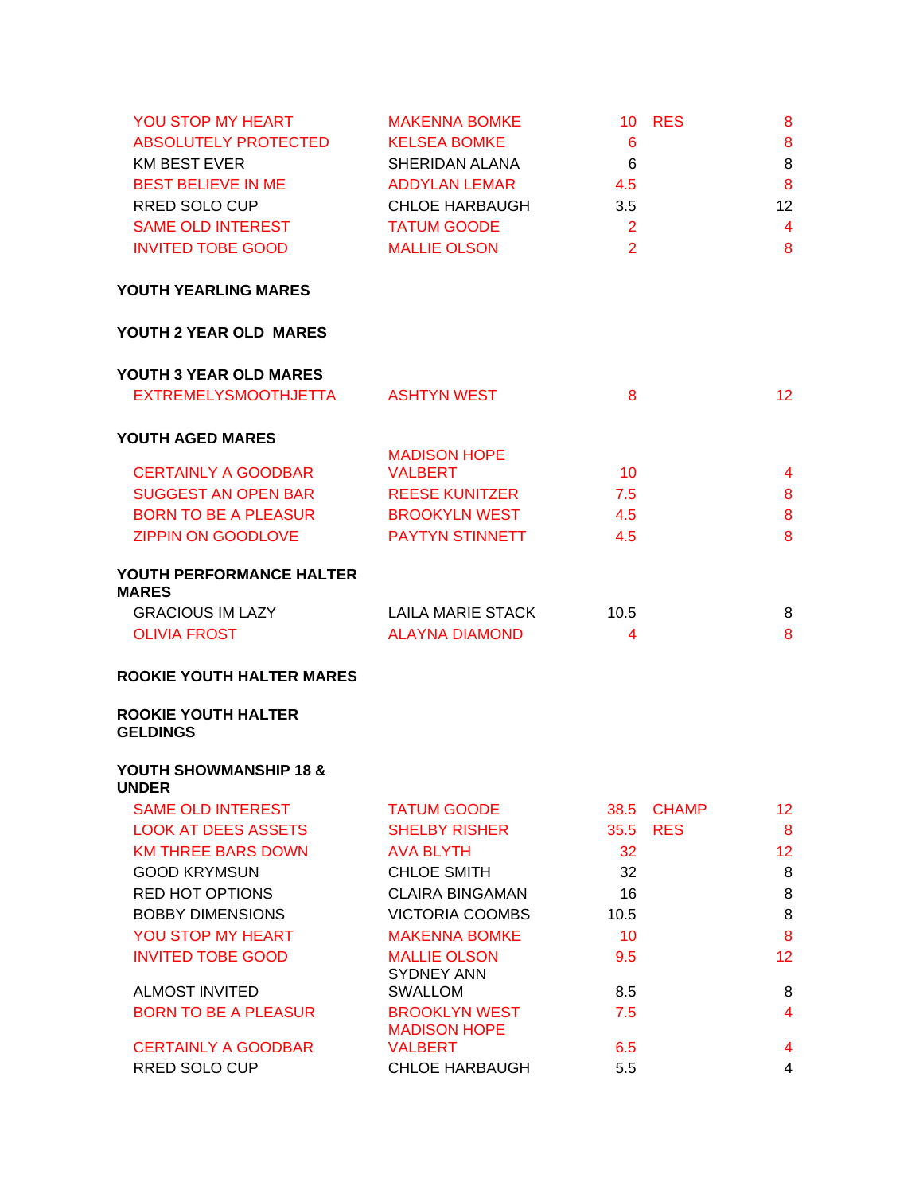| | | | | |
|---|---|---|---|---|
| YOU STOP MY HEART | MAKENNA BOMKE | 10 | RES | 8 |
| ABSOLUTELY PROTECTED | KELSEA BOMKE | 6 | | 8 |
| KM BEST EVER | SHERIDAN ALANA | 6 | | 8 |
| BEST BELIEVE IN ME | ADDYLAN LEMAR | 4.5 | | 8 |
| RRED SOLO CUP | CHLOE HARBAUGH | 3.5 | | 12 |
| SAME OLD INTEREST | TATUM GOODE | 2 | | 4 |
| INVITED TOBE GOOD | MALLIE OLSON | 2 | | 8 |

**YOUTH YEARLING MARES**

**YOUTH 2 YEAR OLD MARES**

**YOUTH 3 YEAR OLD MARES**

| | | | | |
|---|---|---|---|---|
| EXTREMELYSMOOTHJETTA | ASHTYN WEST | 8 | | 12 |

**YOUTH AGED MARES**

| | | | | |
|---|---|---|---|---|
| CERTAINLY A GOODBAR | MADISON HOPE VALBERT | 10 | | 4 |
| SUGGEST AN OPEN BAR | REESE KUNITZER | 7.5 | | 8 |
| BORN TO BE A PLEASUR | BROOKYLN WEST | 4.5 | | 8 |
| ZIPPIN ON GOODLOVE | PAYTYN STINNETT | 4.5 | | 8 |

**YOUTH PERFORMANCE HALTER MARES**

| | | | | |
|---|---|---|---|---|
| GRACIOUS IM LAZY | LAILA MARIE STACK | 10.5 | | 8 |
| OLIVIA FROST | ALAYNA DIAMOND | 4 | | 8 |

**ROOKIE YOUTH HALTER MARES**

**ROOKIE YOUTH HALTER GELDINGS**

**YOUTH SHOWMANSHIP 18 & UNDER**

| | | | | |
|---|---|---|---|---|
| SAME OLD INTEREST | TATUM GOODE | 38.5 | CHAMP | 12 |
| LOOK AT DEES ASSETS | SHELBY RISHER | 35.5 | RES | 8 |
| KM THREE BARS DOWN | AVA BLYTH | 32 | | 12 |
| GOOD KRYMSUN | CHLOE SMITH | 32 | | 8 |
| RED HOT OPTIONS | CLAIRA BINGAMAN | 16 | | 8 |
| BOBBY DIMENSIONS | VICTORIA COOMBS | 10.5 | | 8 |
| YOU STOP MY HEART | MAKENNA BOMKE | 10 | | 8 |
| INVITED TOBE GOOD | MALLIE OLSON | 9.5 | | 12 |
| ALMOST INVITED | SYDNEY ANN SWALLOM | 8.5 | | 8 |
| BORN TO BE A PLEASUR | BROOKLYN WEST | 7.5 | | 4 |
| CERTAINLY A GOODBAR | MADISON HOPE VALBERT | 6.5 | | 4 |
| RRED SOLO CUP | CHLOE HARBAUGH | 5.5 | | 4 |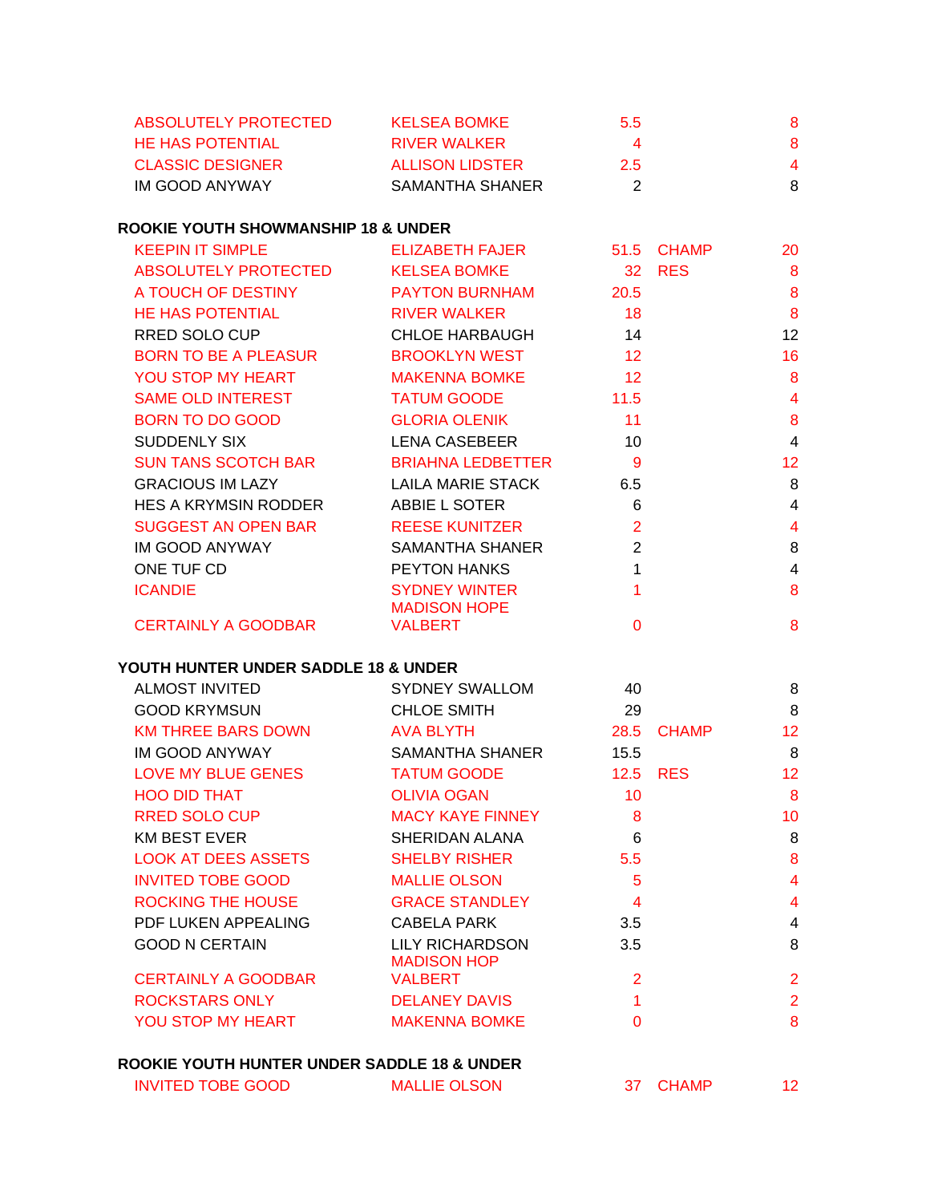| | | | | |
|---|---|---|---|---|
| ABSOLUTELY PROTECTED | KELSEA BOMKE | 5.5 | | 8 |
| HE HAS POTENTIAL | RIVER WALKER | 4 | | 8 |
| CLASSIC DESIGNER | ALLISON LIDSTER | 2.5 | | 4 |
| IM GOOD ANYWAY | SAMANTHA SHANER | 2 | | 8 |

**ROOKIE YOUTH SHOWMANSHIP 18 & UNDER**

| | | | | |
|---|---|---|---|---|
| KEEPIN IT SIMPLE | ELIZABETH FAJER | 51.5 | CHAMP | 20 |
| ABSOLUTELY PROTECTED | KELSEA BOMKE | 32 | RES | 8 |
| A TOUCH OF DESTINY | PAYTON BURNHAM | 20.5 | | 8 |
| HE HAS POTENTIAL | RIVER WALKER | 18 | | 8 |
| RRED SOLO CUP | CHLOE HARBAUGH | 14 | | 12 |
| BORN TO BE A PLEASUR | BROOKLYN WEST | 12 | | 16 |
| YOU STOP MY HEART | MAKENNA BOMKE | 12 | | 8 |
| SAME OLD INTEREST | TATUM GOODE | 11.5 | | 4 |
| BORN TO DO GOOD | GLORIA OLENIK | 11 | | 8 |
| SUDDENLY SIX | LENA CASEBEER | 10 | | 4 |
| SUN TANS SCOTCH BAR | BRIAHNA LEDBETTER | 9 | | 12 |
| GRACIOUS IM LAZY | LAILA MARIE STACK | 6.5 | | 8 |
| HES A KRYMSIN RODDER | ABBIE L SOTER | 6 | | 4 |
| SUGGEST AN OPEN BAR | REESE KUNITZER | 2 | | 4 |
| IM GOOD ANYWAY | SAMANTHA SHANER | 2 | | 8 |
| ONE TUF CD | PEYTON HANKS | 1 | | 4 |
| ICANDIE | SYDNEY WINTER | 1 | | 8 |
| CERTAINLY A GOODBAR | MADISON HOPE VALBERT | 0 | | 8 |

**YOUTH HUNTER UNDER SADDLE 18 & UNDER**

| | | | | |
|---|---|---|---|---|
| ALMOST INVITED | SYDNEY SWALLOM | 40 | | 8 |
| GOOD KRYMSUN | CHLOE SMITH | 29 | | 8 |
| KM THREE BARS DOWN | AVA BLYTH | 28.5 | CHAMP | 12 |
| IM GOOD ANYWAY | SAMANTHA SHANER | 15.5 | | 8 |
| LOVE MY BLUE GENES | TATUM GOODE | 12.5 | RES | 12 |
| HOO DID THAT | OLIVIA OGAN | 10 | | 8 |
| RRED SOLO CUP | MACY KAYE FINNEY | 8 | | 10 |
| KM BEST EVER | SHERIDAN ALANA | 6 | | 8 |
| LOOK AT DEES ASSETS | SHELBY RISHER | 5.5 | | 8 |
| INVITED TOBE GOOD | MALLIE OLSON | 5 | | 4 |
| ROCKING THE HOUSE | GRACE STANDLEY | 4 | | 4 |
| PDF LUKEN APPEALING | CABELA PARK | 3.5 | | 4 |
| GOOD N CERTAIN | LILY RICHARDSON | 3.5 | | 8 |
| CERTAINLY A GOODBAR | MADISON HOP VALBERT | 2 | | 2 |
| ROCKSTARS ONLY | DELANEY DAVIS | 1 | | 2 |
| YOU STOP MY HEART | MAKENNA BOMKE | 0 | | 8 |

**ROOKIE YOUTH HUNTER UNDER SADDLE 18 & UNDER**

| | | | | |
|---|---|---|---|---|
| INVITED TOBE GOOD | MALLIE OLSON | 37 | CHAMP | 12 |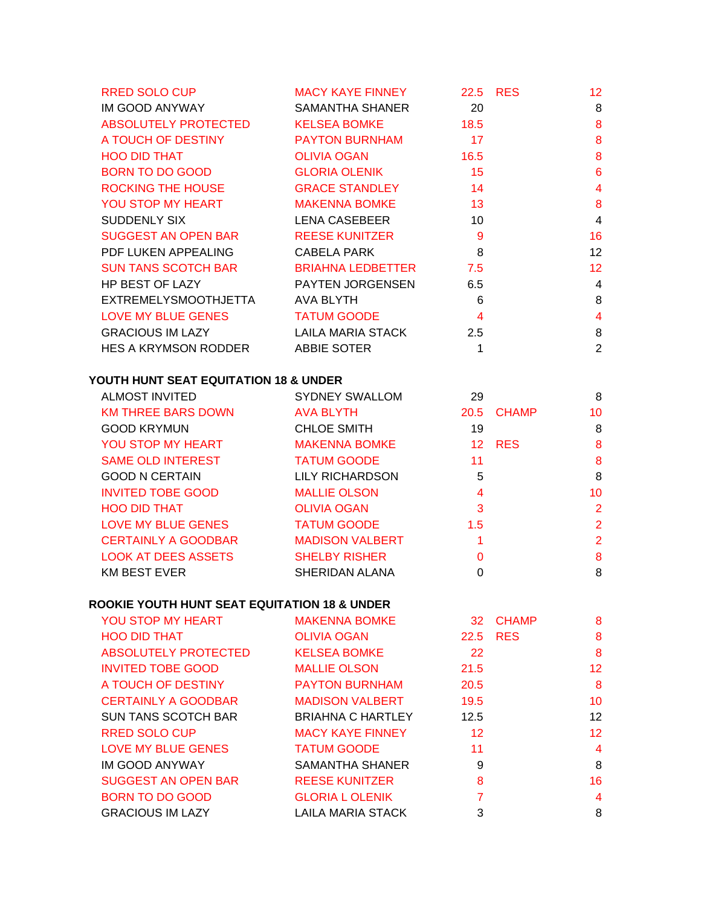| | | | | |
|---|---|---|---|---|
| RRED SOLO CUP | MACY KAYE FINNEY | 22.5 | RES | 12 |
| IM GOOD ANYWAY | SAMANTHA SHANER | 20 | | 8 |
| ABSOLUTELY PROTECTED | KELSEA BOMKE | 18.5 | | 8 |
| A TOUCH OF DESTINY | PAYTON BURNHAM | 17 | | 8 |
| HOO DID THAT | OLIVIA OGAN | 16.5 | | 8 |
| BORN TO DO GOOD | GLORIA OLENIK | 15 | | 6 |
| ROCKING THE HOUSE | GRACE STANDLEY | 14 | | 4 |
| YOU STOP MY HEART | MAKENNA BOMKE | 13 | | 8 |
| SUDDENLY SIX | LENA CASEBEER | 10 | | 4 |
| SUGGEST AN OPEN BAR | REESE KUNITZER | 9 | | 16 |
| PDF LUKEN APPEALING | CABELA PARK | 8 | | 12 |
| SUN TANS SCOTCH BAR | BRIAHNA LEDBETTER | 7.5 | | 12 |
| HP BEST OF LAZY | PAYTEN JORGENSEN | 6.5 | | 4 |
| EXTREMELYSMOOTHJETTA | AVA BLYTH | 6 | | 8 |
| LOVE MY BLUE GENES | TATUM GOODE | 4 | | 4 |
| GRACIOUS IM LAZY | LAILA MARIA STACK | 2.5 | | 8 |
| HES A KRYMSON RODDER | ABBIE SOTER | 1 | | 2 |

**YOUTH HUNT SEAT EQUITATION 18 & UNDER**

| | | | | |
|---|---|---|---|---|
| ALMOST INVITED | SYDNEY SWALLOM | 29 | | 8 |
| KM THREE BARS DOWN | AVA BLYTH | 20.5 | CHAMP | 10 |
| GOOD KRYMUN | CHLOE SMITH | 19 | | 8 |
| YOU STOP MY HEART | MAKENNA BOMKE | 12 | RES | 8 |
| SAME OLD INTEREST | TATUM GOODE | 11 | | 8 |
| GOOD N CERTAIN | LILY RICHARDSON | 5 | | 8 |
| INVITED TOBE GOOD | MALLIE OLSON | 4 | | 10 |
| HOO DID THAT | OLIVIA OGAN | 3 | | 2 |
| LOVE MY BLUE GENES | TATUM GOODE | 1.5 | | 2 |
| CERTAINLY A GOODBAR | MADISON VALBERT | 1 | | 2 |
| LOOK AT DEES ASSETS | SHELBY RISHER | 0 | | 8 |
| KM BEST EVER | SHERIDAN ALANA | 0 | | 8 |

**ROOKIE YOUTH HUNT SEAT EQUITATION 18 & UNDER**

| | | | | |
|---|---|---|---|---|
| YOU STOP MY HEART | MAKENNA BOMKE | 32 | CHAMP | 8 |
| HOO DID THAT | OLIVIA OGAN | 22.5 | RES | 8 |
| ABSOLUTELY PROTECTED | KELSEA BOMKE | 22 | | 8 |
| INVITED TOBE GOOD | MALLIE OLSON | 21.5 | | 12 |
| A TOUCH OF DESTINY | PAYTON BURNHAM | 20.5 | | 8 |
| CERTAINLY A GOODBAR | MADISON VALBERT | 19.5 | | 10 |
| SUN TANS SCOTCH BAR | BRIAHNA C HARTLEY | 12.5 | | 12 |
| RRED SOLO CUP | MACY KAYE FINNEY | 12 | | 12 |
| LOVE MY BLUE GENES | TATUM GOODE | 11 | | 4 |
| IM GOOD ANYWAY | SAMANTHA SHANER | 9 | | 8 |
| SUGGEST AN OPEN BAR | REESE KUNITZER | 8 | | 16 |
| BORN TO DO GOOD | GLORIA L OLENIK | 7 | | 4 |
| GRACIOUS IM LAZY | LAILA MARIA STACK | 3 | | 8 |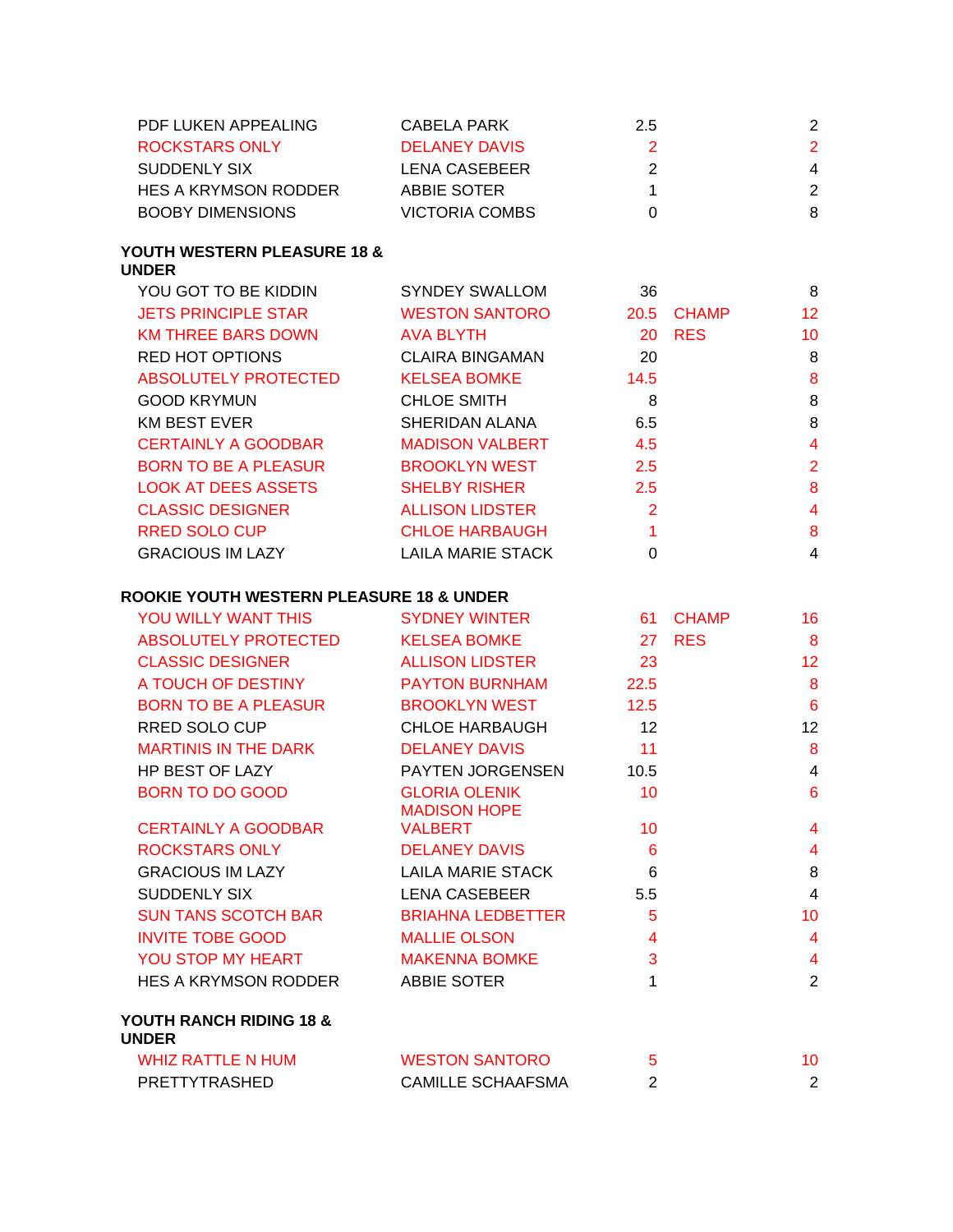| | | | | |
|---|---|---|---|---|
| PDF LUKEN APPEALING | CABELA PARK | 2.5 | | 2 |
| ROCKSTARS ONLY | DELANEY DAVIS | 2 | | 2 |
| SUDDENLY SIX | LENA CASEBEER | 2 | | 4 |
| HES A KRYMSON RODDER | ABBIE SOTER | 1 | | 2 |
| BOOBY DIMENSIONS | VICTORIA COMBS | 0 | | 8 |

**YOUTH WESTERN PLEASURE 18 & UNDER**

| | | | | |
|---|---|---|---|---|
| YOU GOT TO BE KIDDIN | SYNDEY SWALLOM | 36 | | 8 |
| JETS PRINCIPLE STAR | WESTON SANTORO | 20.5 | CHAMP | 12 |
| KM THREE BARS DOWN | AVA BLYTH | 20 | RES | 10 |
| RED HOT OPTIONS | CLAIRA BINGAMAN | 20 | | 8 |
| ABSOLUTELY PROTECTED | KELSEA BOMKE | 14.5 | | 8 |
| GOOD KRYMUN | CHLOE SMITH | 8 | | 8 |
| KM BEST EVER | SHERIDAN ALANA | 6.5 | | 8 |
| CERTAINLY A GOODBAR | MADISON VALBERT | 4.5 | | 4 |
| BORN TO BE A PLEASUR | BROOKLYN WEST | 2.5 | | 2 |
| LOOK AT DEES ASSETS | SHELBY RISHER | 2.5 | | 8 |
| CLASSIC DESIGNER | ALLISON LIDSTER | 2 | | 4 |
| RRED SOLO CUP | CHLOE HARBAUGH | 1 | | 8 |
| GRACIOUS IM LAZY | LAILA MARIE STACK | 0 | | 4 |

**ROOKIE YOUTH WESTERN PLEASURE 18 & UNDER**

| | | | | |
|---|---|---|---|---|
| YOU WILLY WANT THIS | SYDNEY WINTER | 61 | CHAMP | 16 |
| ABSOLUTELY PROTECTED | KELSEA BOMKE | 27 | RES | 8 |
| CLASSIC DESIGNER | ALLISON LIDSTER | 23 | | 12 |
| A TOUCH OF DESTINY | PAYTON BURNHAM | 22.5 | | 8 |
| BORN TO BE A PLEASUR | BROOKLYN WEST | 12.5 | | 6 |
| RRED SOLO CUP | CHLOE HARBAUGH | 12 | | 12 |
| MARTINIS IN THE DARK | DELANEY DAVIS | 11 | | 8 |
| HP BEST OF LAZY | PAYTEN JORGENSEN | 10.5 | | 4 |
| BORN TO DO GOOD | GLORIA OLENIK | 10 | | 6 |
| CERTAINLY A GOODBAR | MADISON HOPE VALBERT | 10 | | 4 |
| ROCKSTARS ONLY | DELANEY DAVIS | 6 | | 4 |
| GRACIOUS IM LAZY | LAILA MARIE STACK | 6 | | 8 |
| SUDDENLY SIX | LENA CASEBEER | 5.5 | | 4 |
| SUN TANS SCOTCH BAR | BRIAHNA LEDBETTER | 5 | | 10 |
| INVITE TOBE GOOD | MALLIE OLSON | 4 | | 4 |
| YOU STOP MY HEART | MAKENNA BOMKE | 3 | | 4 |
| HES A KRYMSON RODDER | ABBIE SOTER | 1 | | 2 |

**YOUTH RANCH RIDING 18 & UNDER**

| | | | | |
|---|---|---|---|---|
| WHIZ RATTLE N HUM | WESTON SANTORO | 5 | | 10 |
| PRETTYTRASHED | CAMILLE SCHAAFSMA | 2 | | 2 |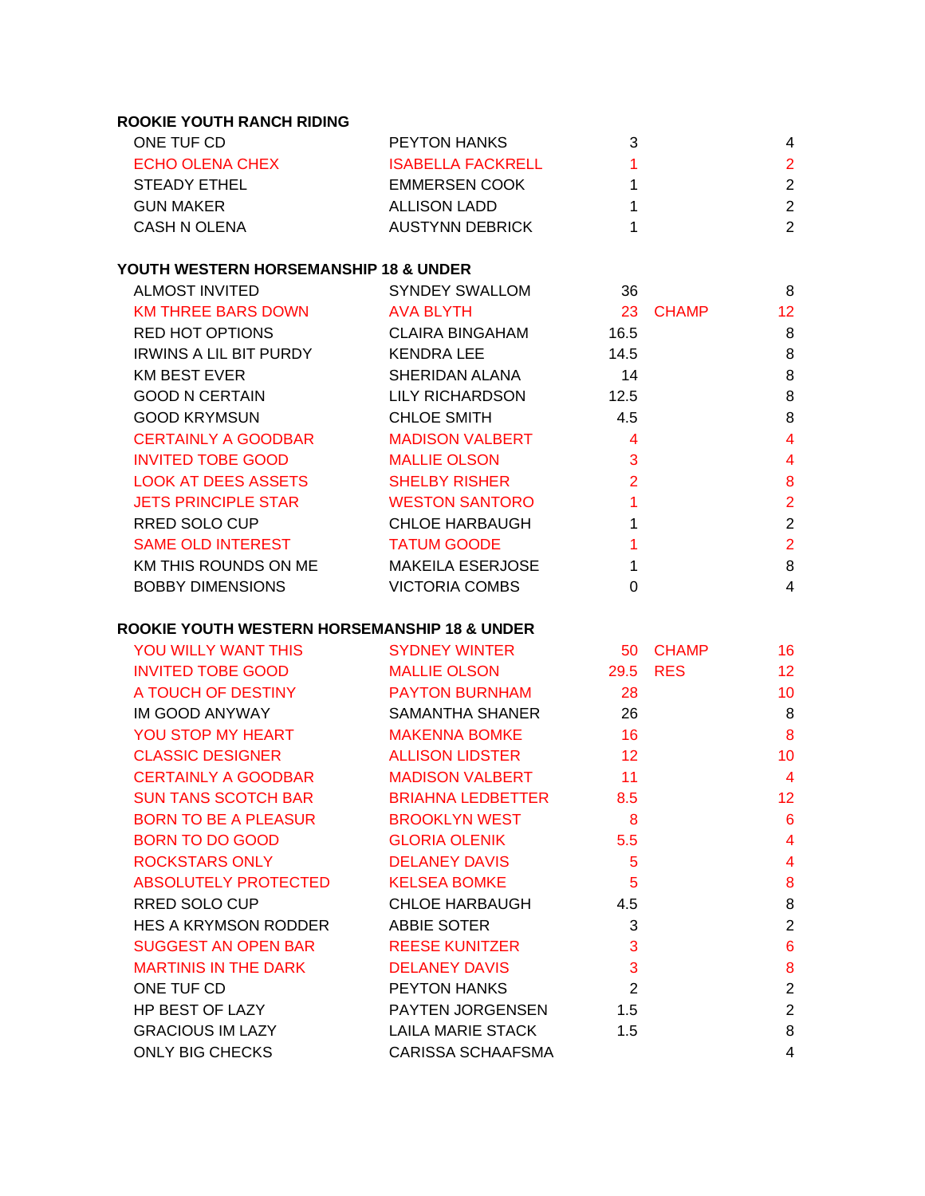## ROOKIE YOUTH RANCH RIDING

| | | | | |
|---|---|---|---|---|
| ONE TUF CD | PEYTON HANKS | 3 | | 4 |
| ECHO OLENA CHEX | ISABELLA FACKRELL | 1 | | 2 |
| STEADY ETHEL | EMMERSEN COOK | 1 | | 2 |
| GUN MAKER | ALLISON LADD | 1 | | 2 |
| CASH N OLENA | AUSTYNN DEBRICK | 1 | | 2 |

## YOUTH WESTERN HORSEMANSHIP 18 & UNDER

| | | | | |
|---|---|---|---|---|
| ALMOST INVITED | SYNDEY SWALLOM | 36 | | 8 |
| KM THREE BARS DOWN | AVA BLYTH | 23 | CHAMP | 12 |
| RED HOT OPTIONS | CLAIRA BINGAHAM | 16.5 | | 8 |
| IRWINS A LIL BIT PURDY | KENDRA LEE | 14.5 | | 8 |
| KM BEST EVER | SHERIDAN ALANA | 14 | | 8 |
| GOOD N CERTAIN | LILY RICHARDSON | 12.5 | | 8 |
| GOOD KRYMSUN | CHLOE SMITH | 4.5 | | 8 |
| CERTAINLY A GOODBAR | MADISON VALBERT | 4 | | 4 |
| INVITED TOBE GOOD | MALLIE OLSON | 3 | | 4 |
| LOOK AT DEES ASSETS | SHELBY RISHER | 2 | | 8 |
| JETS PRINCIPLE STAR | WESTON SANTORO | 1 | | 2 |
| RRED SOLO CUP | CHLOE HARBAUGH | 1 | | 2 |
| SAME OLD INTEREST | TATUM GOODE | 1 | | 2 |
| KM THIS ROUNDS ON ME | MAKEILA ESERJOSE | 1 | | 8 |
| BOBBY DIMENSIONS | VICTORIA COMBS | 0 | | 4 |

## ROOKIE YOUTH WESTERN HORSEMANSHIP 18 & UNDER

| | | | | |
|---|---|---|---|---|
| YOU WILLY WANT THIS | SYDNEY WINTER | 50 | CHAMP | 16 |
| INVITED TOBE GOOD | MALLIE OLSON | 29.5 | RES | 12 |
| A TOUCH OF DESTINY | PAYTON BURNHAM | 28 | | 10 |
| IM GOOD ANYWAY | SAMANTHA SHANER | 26 | | 8 |
| YOU STOP MY HEART | MAKENNA BOMKE | 16 | | 8 |
| CLASSIC DESIGNER | ALLISON LIDSTER | 12 | | 10 |
| CERTAINLY A GOODBAR | MADISON VALBERT | 11 | | 4 |
| SUN TANS SCOTCH BAR | BRIAHNA LEDBETTER | 8.5 | | 12 |
| BORN TO BE A PLEASUR | BROOKLYN WEST | 8 | | 6 |
| BORN TO DO GOOD | GLORIA OLENIK | 5.5 | | 4 |
| ROCKSTARS ONLY | DELANEY DAVIS | 5 | | 4 |
| ABSOLUTELY PROTECTED | KELSEA BOMKE | 5 | | 8 |
| RRED SOLO CUP | CHLOE HARBAUGH | 4.5 | | 8 |
| HES A KRYMSON RODDER | ABBIE SOTER | 3 | | 2 |
| SUGGEST AN OPEN BAR | REESE KUNITZER | 3 | | 6 |
| MARTINIS IN THE DARK | DELANEY DAVIS | 3 | | 8 |
| ONE TUF CD | PEYTON HANKS | 2 | | 2 |
| HP BEST OF LAZY | PAYTEN JORGENSEN | 1.5 | | 2 |
| GRACIOUS IM LAZY | LAILA MARIE STACK | 1.5 | | 8 |
| ONLY BIG CHECKS | CARISSA SCHAAFSMA | | | 4 |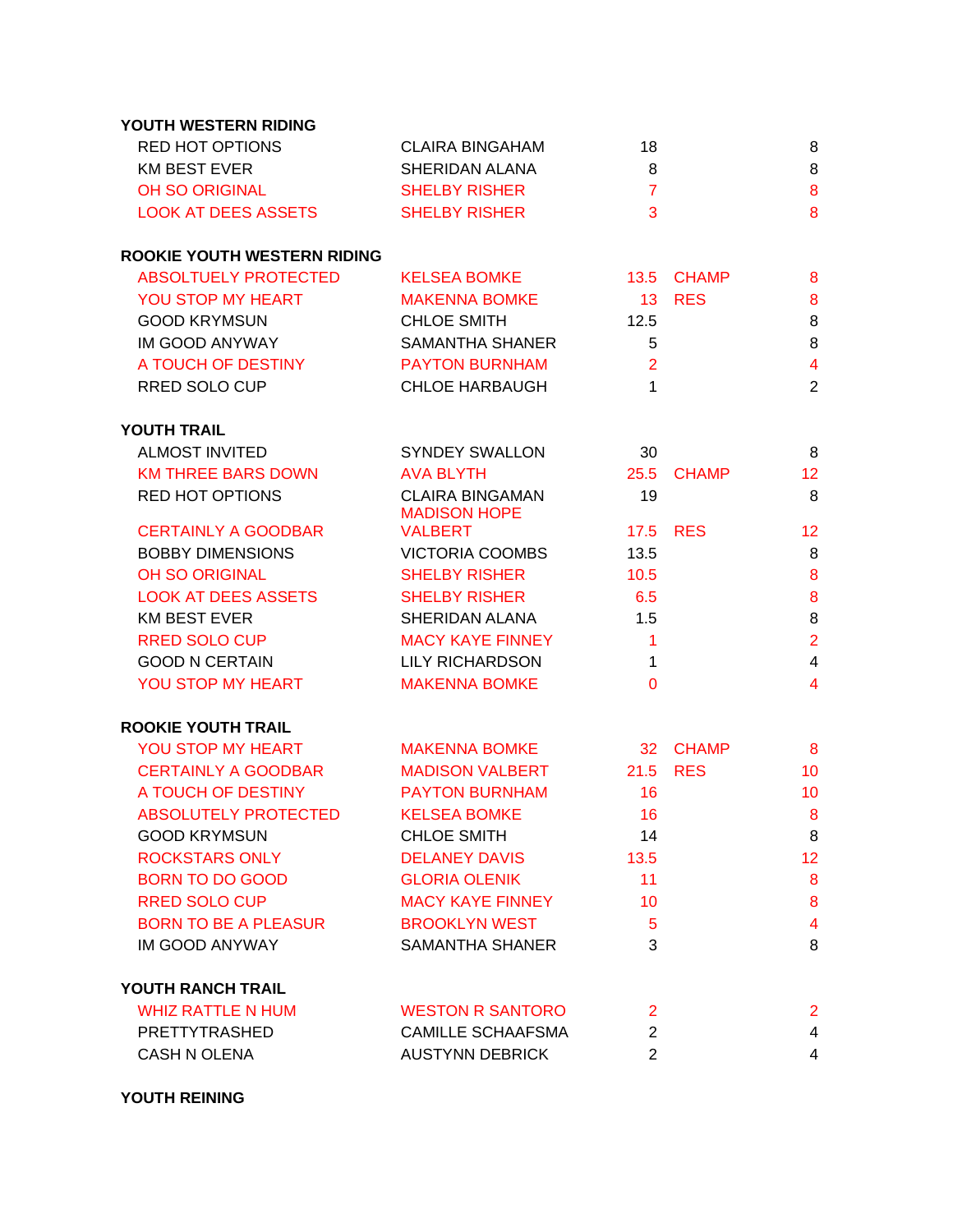### YOUTH WESTERN RIDING

| Horse | Rider | Points | Award | |
|---|---|---|---|---|
| RED HOT OPTIONS | CLAIRA BINGAHAM | 18 | | 8 |
| KM BEST EVER | SHERIDAN ALANA | 8 | | 8 |
| OH SO ORIGINAL | SHELBY RISHER | 7 | | 8 |
| LOOK AT DEES ASSETS | SHELBY RISHER | 3 | | 8 |

### ROOKIE YOUTH WESTERN RIDING

| Horse | Rider | Points | Award | |
|---|---|---|---|---|
| ABSOLTUELY PROTECTED | KELSEA BOMKE | 13.5 | CHAMP | 8 |
| YOU STOP MY HEART | MAKENNA BOMKE | 13 | RES | 8 |
| GOOD KRYMSUN | CHLOE SMITH | 12.5 | | 8 |
| IM GOOD ANYWAY | SAMANTHA SHANER | 5 | | 8 |
| A TOUCH OF DESTINY | PAYTON BURNHAM | 2 | | 4 |
| RRED SOLO CUP | CHLOE HARBAUGH | 1 | | 2 |

### YOUTH TRAIL

| Horse | Rider | Points | Award | |
|---|---|---|---|---|
| ALMOST INVITED | SYNDEY SWALLON | 30 | | 8 |
| KM THREE BARS DOWN | AVA BLYTH | 25.5 | CHAMP | 12 |
| RED HOT OPTIONS | CLAIRA BINGAMAN | 19 | | 8 |
| CERTAINLY A GOODBAR | MADISON HOPE VALBERT | 17.5 | RES | 12 |
| BOBBY DIMENSIONS | VICTORIA COOMBS | 13.5 | | 8 |
| OH SO ORIGINAL | SHELBY RISHER | 10.5 | | 8 |
| LOOK AT DEES ASSETS | SHELBY RISHER | 6.5 | | 8 |
| KM BEST EVER | SHERIDAN ALANA | 1.5 | | 8 |
| RRED SOLO CUP | MACY KAYE FINNEY | 1 | | 2 |
| GOOD N CERTAIN | LILY RICHARDSON | 1 | | 4 |
| YOU STOP MY HEART | MAKENNA BOMKE | 0 | | 4 |

### ROOKIE YOUTH TRAIL

| Horse | Rider | Points | Award | |
|---|---|---|---|---|
| YOU STOP MY HEART | MAKENNA BOMKE | 32 | CHAMP | 8 |
| CERTAINLY A GOODBAR | MADISON VALBERT | 21.5 | RES | 10 |
| A TOUCH OF DESTINY | PAYTON BURNHAM | 16 | | 10 |
| ABSOLUTELY PROTECTED | KELSEA BOMKE | 16 | | 8 |
| GOOD KRYMSUN | CHLOE SMITH | 14 | | 8 |
| ROCKSTARS ONLY | DELANEY DAVIS | 13.5 | | 12 |
| BORN TO DO GOOD | GLORIA OLENIK | 11 | | 8 |
| RRED SOLO CUP | MACY KAYE FINNEY | 10 | | 8 |
| BORN TO BE A PLEASUR | BROOKLYN WEST | 5 | | 4 |
| IM GOOD ANYWAY | SAMANTHA SHANER | 3 | | 8 |

### YOUTH RANCH TRAIL

| Horse | Rider | Points | Award | |
|---|---|---|---|---|
| WHIZ RATTLE N HUM | WESTON R SANTORO | 2 | | 2 |
| PRETTYTRASHED | CAMILLE SCHAAFSMA | 2 | | 4 |
| CASH N OLENA | AUSTYNN DEBRICK | 2 | | 4 |

### YOUTH REINING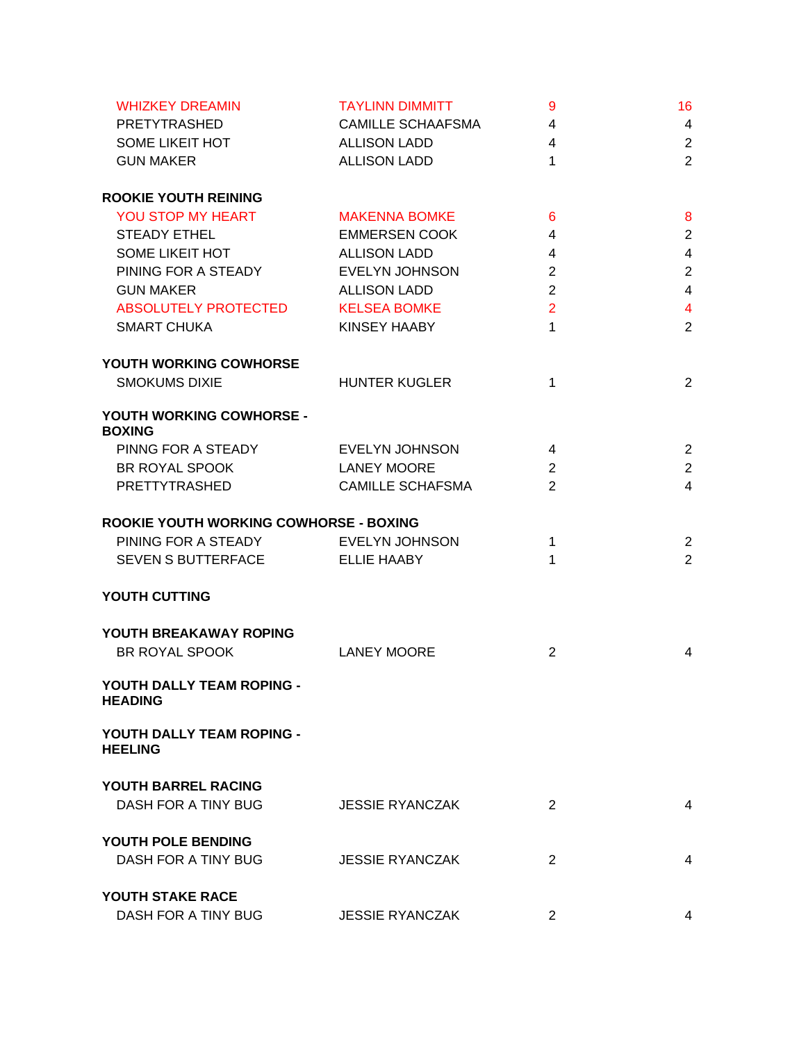| | | | |
|---|---|---|---|
| WHIZKEY DREAMIN | TAYLINN DIMMITT | 9 | 16 |
| PRETYTRASHED | CAMILLE SCHAAFSMA | 4 | 4 |
| SOME LIKEIT HOT | ALLISON LADD | 4 | 2 |
| GUN MAKER | ALLISON LADD | 1 | 2 |

**ROOKIE YOUTH REINING**

| | | | |
|---|---|---|---|
| YOU STOP MY HEART | MAKENNA BOMKE | 6 | 8 |
| STEADY ETHEL | EMMERSEN COOK | 4 | 2 |
| SOME LIKEIT HOT | ALLISON LADD | 4 | 4 |
| PINING FOR A STEADY | EVELYN JOHNSON | 2 | 2 |
| GUN MAKER | ALLISON LADD | 2 | 4 |
| ABSOLUTELY PROTECTED | KELSEA BOMKE | 2 | 4 |
| SMART CHUKA | KINSEY HAABY | 1 | 2 |

**YOUTH WORKING COWHORSE**

| | | | |
|---|---|---|---|
| SMOKUMS DIXIE | HUNTER KUGLER | 1 | 2 |

**YOUTH WORKING COWHORSE - BOXING**

| | | | |
|---|---|---|---|
| PINNG FOR A STEADY | EVELYN JOHNSON | 4 | 2 |
| BR ROYAL SPOOK | LANEY MOORE | 2 | 2 |
| PRETTYTRASHED | CAMILLE SCHAFSMA | 2 | 4 |

**ROOKIE YOUTH WORKING COWHORSE - BOXING**

| | | | |
|---|---|---|---|
| PINING FOR A STEADY | EVELYN JOHNSON | 1 | 2 |
| SEVEN S BUTTERFACE | ELLIE HAABY | 1 | 2 |

**YOUTH CUTTING**

**YOUTH BREAKAWAY ROPING**

| | | | |
|---|---|---|---|
| BR ROYAL SPOOK | LANEY MOORE | 2 | 4 |

**YOUTH DALLY TEAM ROPING - HEADING**

**YOUTH DALLY TEAM ROPING - HEELING**

**YOUTH BARREL RACING**

| | | | |
|---|---|---|---|
| DASH FOR A TINY BUG | JESSIE RYANCZAK | 2 | 4 |

**YOUTH POLE BENDING**

| | | | |
|---|---|---|---|
| DASH FOR A TINY BUG | JESSIE RYANCZAK | 2 | 4 |

**YOUTH STAKE RACE**

| | | | |
|---|---|---|---|
| DASH FOR A TINY BUG | JESSIE RYANCZAK | 2 | 4 |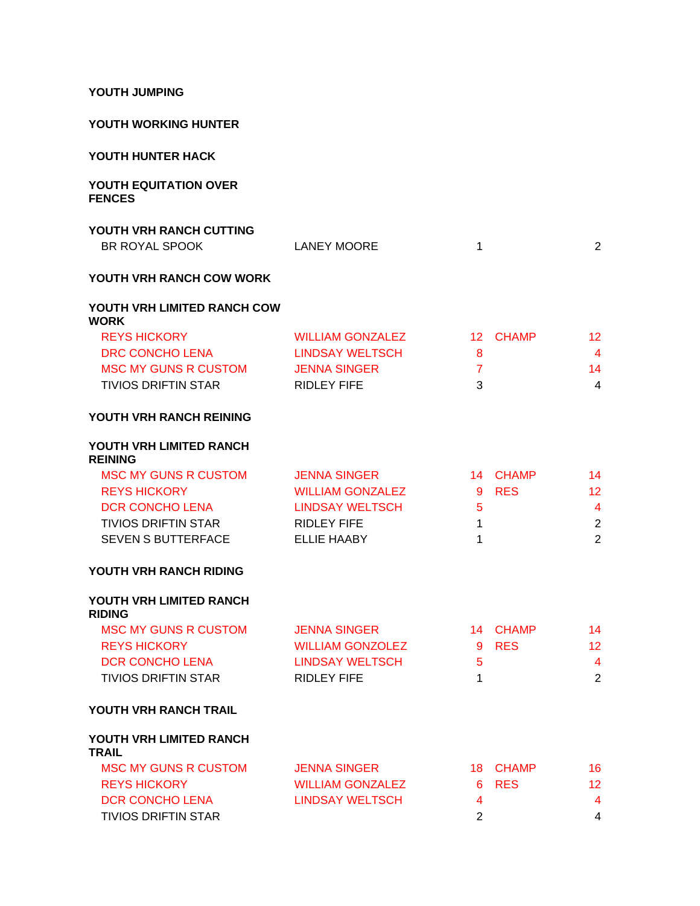**YOUTH JUMPING**

**YOUTH WORKING HUNTER**

**YOUTH HUNTER HACK**

**YOUTH EQUITATION OVER FENCES**

**YOUTH VRH RANCH CUTTING**

| | | | | |
|---|---|---|---|---|
| BR ROYAL SPOOK | LANEY MOORE | 1 | | 2 |

**YOUTH VRH RANCH COW WORK**

**YOUTH VRH LIMITED RANCH COW WORK**

| | | | | |
|---|---|---|---|---|
| REYS HICKORY | WILLIAM GONZALEZ | 12 | CHAMP | 12 |
| DRC CONCHO LENA | LINDSAY WELTSCH | 8 | | 4 |
| MSC MY GUNS R CUSTOM | JENNA SINGER | 7 | | 14 |
| TIVIOS DRIFTIN STAR | RIDLEY FIFE | 3 | | 4 |

**YOUTH VRH RANCH REINING**

**YOUTH VRH LIMITED RANCH REINING**

| | | | | |
|---|---|---|---|---|
| MSC MY GUNS R CUSTOM | JENNA SINGER | 14 | CHAMP | 14 |
| REYS HICKORY | WILLIAM GONZALEZ | 9 | RES | 12 |
| DCR CONCHO LENA | LINDSAY WELTSCH | 5 | | 4 |
| TIVIOS DRIFTIN STAR | RIDLEY FIFE | 1 | | 2 |
| SEVEN S BUTTERFACE | ELLIE HAABY | 1 | | 2 |

**YOUTH VRH RANCH RIDING**

**YOUTH VRH LIMITED RANCH RIDING**

| | | | | |
|---|---|---|---|---|
| MSC MY GUNS R CUSTOM | JENNA SINGER | 14 | CHAMP | 14 |
| REYS HICKORY | WILLIAM GONZOLEZ | 9 | RES | 12 |
| DCR CONCHO LENA | LINDSAY WELTSCH | 5 | | 4 |
| TIVIOS DRIFTIN STAR | RIDLEY FIFE | 1 | | 2 |

**YOUTH VRH RANCH TRAIL**

**YOUTH VRH LIMITED RANCH TRAIL**

| | | | | |
|---|---|---|---|---|
| MSC MY GUNS R CUSTOM | JENNA SINGER | 18 | CHAMP | 16 |
| REYS HICKORY | WILLIAM GONZALEZ | 6 | RES | 12 |
| DCR CONCHO LENA | LINDSAY WELTSCH | 4 | | 4 |
| TIVIOS DRIFTIN STAR | | 2 | | 4 |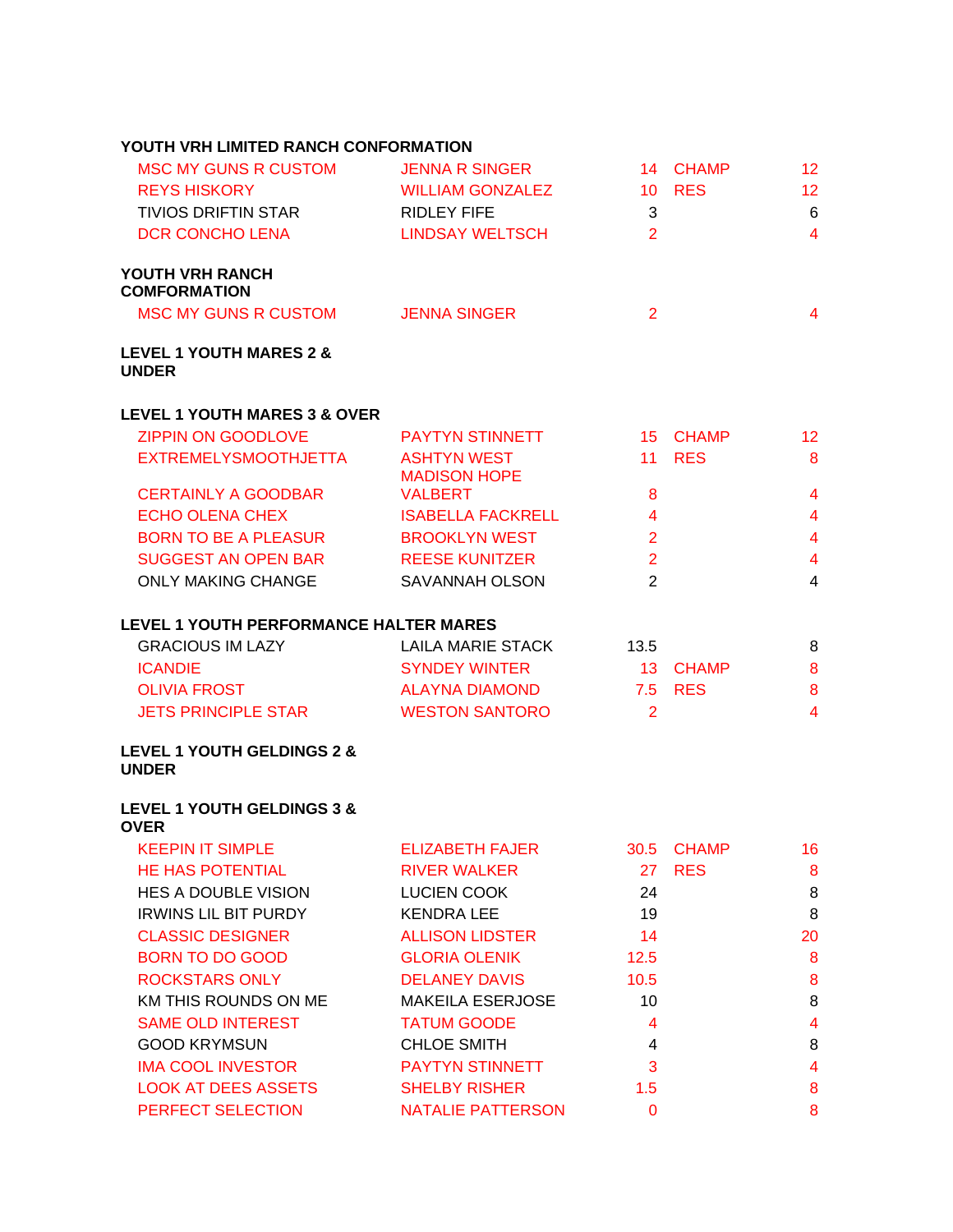**YOUTH VRH LIMITED RANCH CONFORMATION**

| | | | | |
|---|---|---|---|---|
| MSC MY GUNS R CUSTOM | JENNA R SINGER | 14 | CHAMP | 12 |
| REYS HISKORY | WILLIAM GONZALEZ | 10 | RES | 12 |
| TIVIOS DRIFTIN STAR | RIDLEY FIFE | 3 | | 6 |
| DCR CONCHO LENA | LINDSAY WELTSCH | 2 | | 4 |

**YOUTH VRH RANCH COMFORMATION**

| | | | | |
|---|---|---|---|---|
| MSC MY GUNS R CUSTOM | JENNA SINGER | 2 | | 4 |

**LEVEL 1 YOUTH MARES 2 & UNDER**

**LEVEL 1 YOUTH MARES 3 & OVER**

| | | | | |
|---|---|---|---|---|
| ZIPPIN ON GOODLOVE | PAYTYN STINNETT | 15 | CHAMP | 12 |
| EXTREMELYSMOOTHJETTA | ASHTYN WEST | 11 | RES | 8 |
| CERTAINLY A GOODBAR | MADISON HOPE VALBERT | 8 | | 4 |
| ECHO OLENA CHEX | ISABELLA FACKRELL | 4 | | 4 |
| BORN TO BE A PLEASUR | BROOKLYN WEST | 2 | | 4 |
| SUGGEST AN OPEN BAR | REESE KUNITZER | 2 | | 4 |
| ONLY MAKING CHANGE | SAVANNAH OLSON | 2 | | 4 |

**LEVEL 1 YOUTH PERFORMANCE HALTER MARES**

| | | | | |
|---|---|---|---|---|
| GRACIOUS IM LAZY | LAILA MARIE STACK | 13.5 | | 8 |
| ICANDIE | SYNDEY WINTER | 13 | CHAMP | 8 |
| OLIVIA FROST | ALAYNA DIAMOND | 7.5 | RES | 8 |
| JETS PRINCIPLE STAR | WESTON SANTORO | 2 | | 4 |

**LEVEL 1 YOUTH GELDINGS 2 & UNDER**

**LEVEL 1 YOUTH GELDINGS 3 & OVER**

| | | | | |
|---|---|---|---|---|
| KEEPIN IT SIMPLE | ELIZABETH FAJER | 30.5 | CHAMP | 16 |
| HE HAS POTENTIAL | RIVER WALKER | 27 | RES | 8 |
| HES A DOUBLE VISION | LUCIEN COOK | 24 | | 8 |
| IRWINS LIL BIT PURDY | KENDRA LEE | 19 | | 8 |
| CLASSIC DESIGNER | ALLISON LIDSTER | 14 | | 20 |
| BORN TO DO GOOD | GLORIA OLENIK | 12.5 | | 8 |
| ROCKSTARS ONLY | DELANEY DAVIS | 10.5 | | 8 |
| KM THIS ROUNDS ON ME | MAKEILA ESERJOSE | 10 | | 8 |
| SAME OLD INTEREST | TATUM GOODE | 4 | | 4 |
| GOOD KRYMSUN | CHLOE SMITH | 4 | | 8 |
| IMA COOL INVESTOR | PAYTYN STINNETT | 3 | | 4 |
| LOOK AT DEES ASSETS | SHELBY RISHER | 1.5 | | 8 |
| PERFECT SELECTION | NATALIE PATTERSON | 0 | | 8 |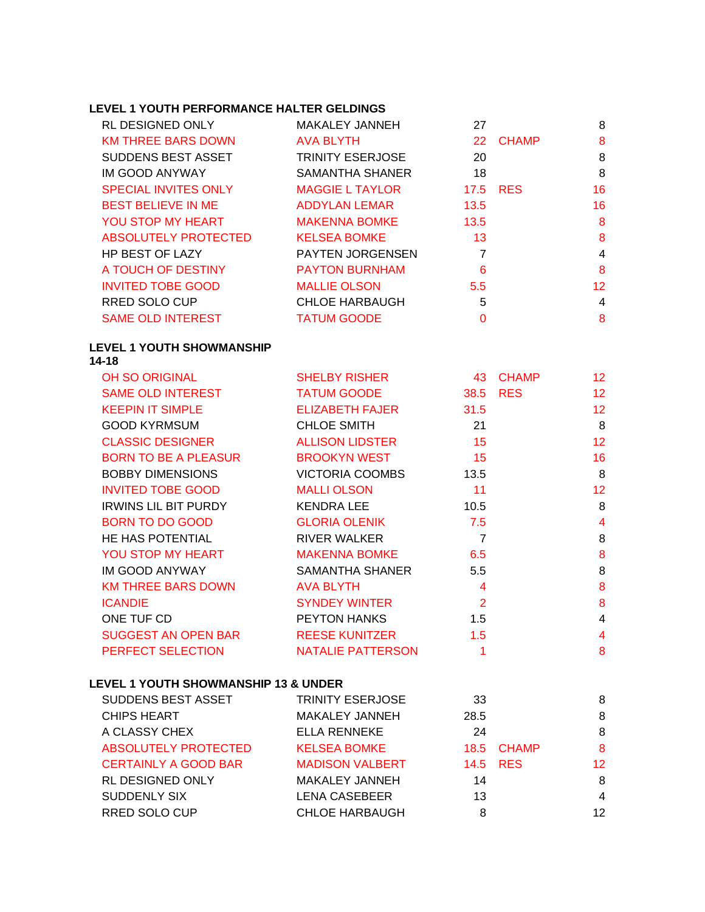**LEVEL 1 YOUTH PERFORMANCE HALTER GELDINGS**

| | | | | |
|---|---|---|---|---|
| RL DESIGNED ONLY | MAKALEY JANNEH | 27 | | 8 |
| KM THREE BARS DOWN | AVA BLYTH | 22 | CHAMP | 8 |
| SUDDENS BEST ASSET | TRINITY ESERJOSE | 20 | | 8 |
| IM GOOD ANYWAY | SAMANTHA SHANER | 18 | | 8 |
| SPECIAL INVITES ONLY | MAGGIE L TAYLOR | 17.5 | RES | 16 |
| BEST BELIEVE IN ME | ADDYLAN LEMAR | 13.5 | | 16 |
| YOU STOP MY HEART | MAKENNA BOMKE | 13.5 | | 8 |
| ABSOLUTELY PROTECTED | KELSEA BOMKE | 13 | | 8 |
| HP BEST OF LAZY | PAYTEN JORGENSEN | 7 | | 4 |
| A TOUCH OF DESTINY | PAYTON BURNHAM | 6 | | 8 |
| INVITED TOBE GOOD | MALLIE OLSON | 5.5 | | 12 |
| RRED SOLO CUP | CHLOE HARBAUGH | 5 | | 4 |
| SAME OLD INTEREST | TATUM GOODE | 0 | | 8 |

**LEVEL 1 YOUTH SHOWMANSHIP 14-18**

| | | | | |
|---|---|---|---|---|
| OH SO ORIGINAL | SHELBY RISHER | 43 | CHAMP | 12 |
| SAME OLD INTEREST | TATUM GOODE | 38.5 | RES | 12 |
| KEEPIN IT SIMPLE | ELIZABETH FAJER | 31.5 | | 12 |
| GOOD KYRMSUM | CHLOE SMITH | 21 | | 8 |
| CLASSIC DESIGNER | ALLISON LIDSTER | 15 | | 12 |
| BORN TO BE A PLEASUR | BROOKYN WEST | 15 | | 16 |
| BOBBY DIMENSIONS | VICTORIA COOMBS | 13.5 | | 8 |
| INVITED TOBE GOOD | MALLI OLSON | 11 | | 12 |
| IRWINS LIL BIT PURDY | KENDRA LEE | 10.5 | | 8 |
| BORN TO DO GOOD | GLORIA OLENIK | 7.5 | | 4 |
| HE HAS POTENTIAL | RIVER WALKER | 7 | | 8 |
| YOU STOP MY HEART | MAKENNA BOMKE | 6.5 | | 8 |
| IM GOOD ANYWAY | SAMANTHA SHANER | 5.5 | | 8 |
| KM THREE BARS DOWN | AVA BLYTH | 4 | | 8 |
| ICANDIE | SYNDEY WINTER | 2 | | 8 |
| ONE TUF CD | PEYTON HANKS | 1.5 | | 4 |
| SUGGEST AN OPEN BAR | REESE KUNITZER | 1.5 | | 4 |
| PERFECT SELECTION | NATALIE PATTERSON | 1 | | 8 |

**LEVEL 1 YOUTH SHOWMANSHIP 13 & UNDER**

| | | | | |
|---|---|---|---|---|
| SUDDENS BEST ASSET | TRINITY ESERJOSE | 33 | | 8 |
| CHIPS HEART | MAKALEY JANNEH | 28.5 | | 8 |
| A CLASSY CHEX | ELLA RENNEKE | 24 | | 8 |
| ABSOLUTELY PROTECTED | KELSEA BOMKE | 18.5 | CHAMP | 8 |
| CERTAINLY A GOOD BAR | MADISON VALBERT | 14.5 | RES | 12 |
| RL DESIGNED ONLY | MAKALEY JANNEH | 14 | | 8 |
| SUDDENLY SIX | LENA CASEBEER | 13 | | 4 |
| RRED SOLO CUP | CHLOE HARBAUGH | 8 | | 12 |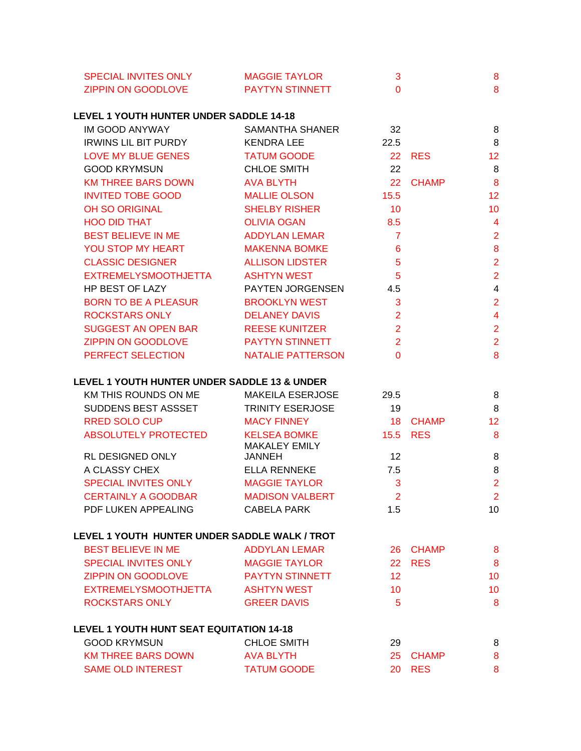| | | | | |
|---|---|---|---|---|
| SPECIAL INVITES ONLY | MAGGIE TAYLOR | 3 | | 8 |
| ZIPPIN ON GOODLOVE | PAYTYN STINNETT | 0 | | 8 |

**LEVEL 1 YOUTH HUNTER UNDER SADDLE 14-18**

| | | | | |
|---|---|---|---|---|
| IM GOOD ANYWAY | SAMANTHA SHANER | 32 | | 8 |
| IRWINS LIL BIT PURDY | KENDRA LEE | 22.5 | | 8 |
| LOVE MY BLUE GENES | TATUM GOODE | 22 | RES | 12 |
| GOOD KRYMSUN | CHLOE SMITH | 22 | | 8 |
| KM THREE BARS DOWN | AVA BLYTH | 22 | CHAMP | 8 |
| INVITED TOBE GOOD | MALLIE OLSON | 15.5 | | 12 |
| OH SO ORIGINAL | SHELBY RISHER | 10 | | 10 |
| HOO DID THAT | OLIVIA OGAN | 8.5 | | 4 |
| BEST BELIEVE IN ME | ADDYLAN LEMAR | 7 | | 2 |
| YOU STOP MY HEART | MAKENNA BOMKE | 6 | | 8 |
| CLASSIC DESIGNER | ALLISON LIDSTER | 5 | | 2 |
| EXTREMELYSMOOTHJETTA | ASHTYN WEST | 5 | | 2 |
| HP BEST OF LAZY | PAYTEN JORGENSEN | 4.5 | | 4 |
| BORN TO BE A PLEASUR | BROOKLYN WEST | 3 | | 2 |
| ROCKSTARS ONLY | DELANEY DAVIS | 2 | | 4 |
| SUGGEST AN OPEN BAR | REESE KUNITZER | 2 | | 2 |
| ZIPPIN ON GOODLOVE | PAYTYN STINNETT | 2 | | 2 |
| PERFECT SELECTION | NATALIE PATTERSON | 0 | | 8 |

**LEVEL 1 YOUTH HUNTER UNDER SADDLE 13 & UNDER**

| | | | | |
|---|---|---|---|---|
| KM THIS ROUNDS ON ME | MAKEILA ESERJOSE | 29.5 | | 8 |
| SUDDENS BEST ASSSET | TRINITY ESERJOSE | 19 | | 8 |
| RRED SOLO CUP | MACY FINNEY | 18 | CHAMP | 12 |
| ABSOLUTELY PROTECTED | KELSEA BOMKE | 15.5 | RES | 8 |
| RL DESIGNED ONLY | MAKALEY EMILY JANNEH | 12 | | 8 |
| A CLASSY CHEX | ELLA RENNEKE | 7.5 | | 8 |
| SPECIAL INVITES ONLY | MAGGIE TAYLOR | 3 | | 2 |
| CERTAINLY A GOODBAR | MADISON VALBERT | 2 | | 2 |
| PDF LUKEN APPEALING | CABELA PARK | 1.5 | | 10 |

**LEVEL 1 YOUTH HUNTER UNDER SADDLE WALK / TROT**

| | | | | |
|---|---|---|---|---|
| BEST BELIEVE IN ME | ADDYLAN LEMAR | 26 | CHAMP | 8 |
| SPECIAL INVITES ONLY | MAGGIE TAYLOR | 22 | RES | 8 |
| ZIPPIN ON GOODLOVE | PAYTYN STINNETT | 12 | | 10 |
| EXTREMELYSMOOTHJETTA | ASHTYN WEST | 10 | | 10 |
| ROCKSTARS ONLY | GREER DAVIS | 5 | | 8 |

**LEVEL 1 YOUTH HUNT SEAT EQUITATION 14-18**

| | | | | |
|---|---|---|---|---|
| GOOD KRYMSUN | CHLOE SMITH | 29 | | 8 |
| KM THREE BARS DOWN | AVA BLYTH | 25 | CHAMP | 8 |
| SAME OLD INTEREST | TATUM GOODE | 20 | RES | 8 |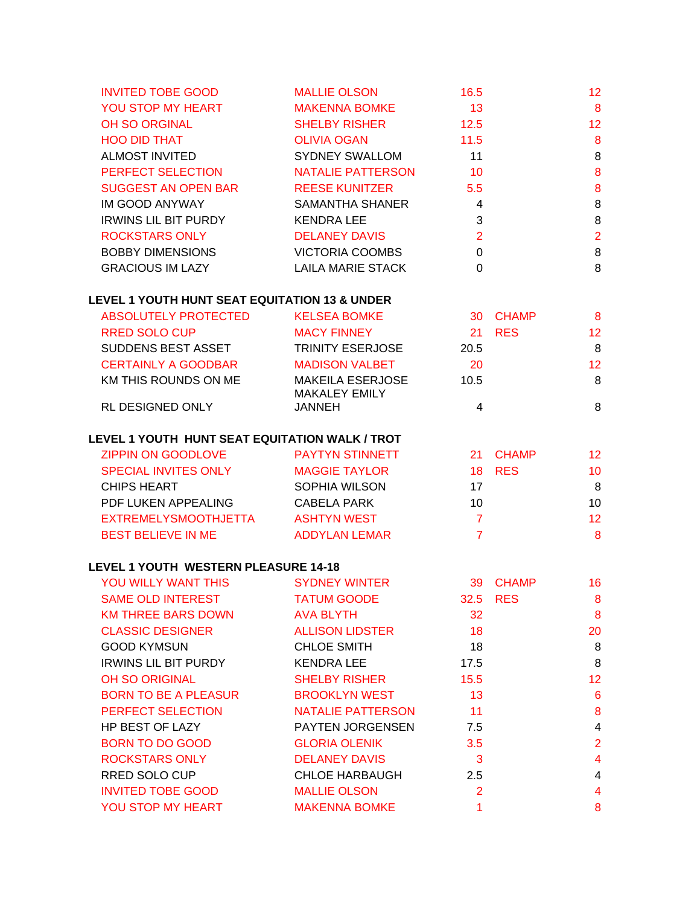| | | | | |
|---|---|---|---|---|
| INVITED TOBE GOOD | MALLIE OLSON | 16.5 | | 12 |
| YOU STOP MY HEART | MAKENNA BOMKE | 13 | | 8 |
| OH SO ORGINAL | SHELBY RISHER | 12.5 | | 12 |
| HOO DID THAT | OLIVIA OGAN | 11.5 | | 8 |
| ALMOST INVITED | SYDNEY SWALLOM | 11 | | 8 |
| PERFECT SELECTION | NATALIE PATTERSON | 10 | | 8 |
| SUGGEST AN OPEN BAR | REESE KUNITZER | 5.5 | | 8 |
| IM GOOD ANYWAY | SAMANTHA SHANER | 4 | | 8 |
| IRWINS LIL BIT PURDY | KENDRA LEE | 3 | | 8 |
| ROCKSTARS ONLY | DELANEY DAVIS | 2 | | 2 |
| BOBBY DIMENSIONS | VICTORIA COOMBS | 0 | | 8 |
| GRACIOUS IM LAZY | LAILA MARIE STACK | 0 | | 8 |

**LEVEL 1 YOUTH HUNT SEAT EQUITATION 13 & UNDER**

| | | | | |
|---|---|---|---|---|
| ABSOLUTELY PROTECTED | KELSEA BOMKE | 30 | CHAMP | 8 |
| RRED SOLO CUP | MACY FINNEY | 21 | RES | 12 |
| SUDDENS BEST ASSET | TRINITY ESERJOSE | 20.5 | | 8 |
| CERTAINLY A GOODBAR | MADISON VALBET | 20 | | 12 |
| KM THIS ROUNDS ON ME | MAKEILA ESERJOSE | 10.5 | | 8 |
| RL DESIGNED ONLY | MAKALEY EMILY JANNEH | 4 | | 8 |

**LEVEL 1 YOUTH HUNT SEAT EQUITATION WALK / TROT**

| | | | | |
|---|---|---|---|---|
| ZIPPIN ON GOODLOVE | PAYTYN STINNETT | 21 | CHAMP | 12 |
| SPECIAL INVITES ONLY | MAGGIE TAYLOR | 18 | RES | 10 |
| CHIPS HEART | SOPHIA WILSON | 17 | | 8 |
| PDF LUKEN APPEALING | CABELA PARK | 10 | | 10 |
| EXTREMELYSMOOTHJETTA | ASHTYN WEST | 7 | | 12 |
| BEST BELIEVE IN ME | ADDYLAN LEMAR | 7 | | 8 |

**LEVEL 1 YOUTH WESTERN PLEASURE 14-18**

| | | | | |
|---|---|---|---|---|
| YOU WILLY WANT THIS | SYDNEY WINTER | 39 | CHAMP | 16 |
| SAME OLD INTEREST | TATUM GOODE | 32.5 | RES | 8 |
| KM THREE BARS DOWN | AVA BLYTH | 32 | | 8 |
| CLASSIC DESIGNER | ALLISON LIDSTER | 18 | | 20 |
| GOOD KYMSUN | CHLOE SMITH | 18 | | 8 |
| IRWINS LIL BIT PURDY | KENDRA LEE | 17.5 | | 8 |
| OH SO ORIGINAL | SHELBY RISHER | 15.5 | | 12 |
| BORN TO BE A PLEASUR | BROOKLYN WEST | 13 | | 6 |
| PERFECT SELECTION | NATALIE PATTERSON | 11 | | 8 |
| HP BEST OF LAZY | PAYTEN JORGENSEN | 7.5 | | 4 |
| BORN TO DO GOOD | GLORIA OLENIK | 3.5 | | 2 |
| ROCKSTARS ONLY | DELANEY DAVIS | 3 | | 4 |
| RRED SOLO CUP | CHLOE HARBAUGH | 2.5 | | 4 |
| INVITED TOBE GOOD | MALLIE OLSON | 2 | | 4 |
| YOU STOP MY HEART | MAKENNA BOMKE | 1 | | 8 |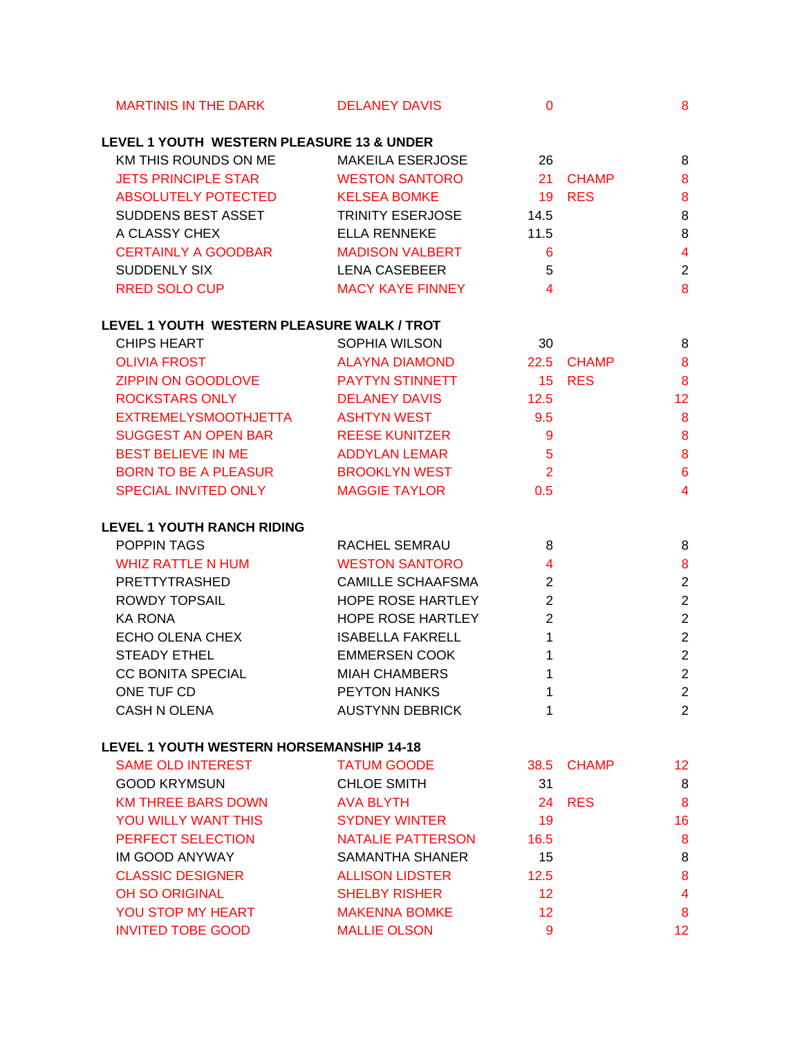| | | | | |
|---|---|---|---|---|
| MARTINIS IN THE DARK | DELANEY DAVIS | 0 | | 8 |

**LEVEL 1 YOUTH WESTERN PLEASURE 13 & UNDER**

| | | | | |
|---|---|---|---|---|
| KM THIS ROUNDS ON ME | MAKEILA ESERJOSE | 26 | | 8 |
| JETS PRINCIPLE STAR | WESTON SANTORO | 21 | CHAMP | 8 |
| ABSOLUTELY POTECTED | KELSEA BOMKE | 19 | RES | 8 |
| SUDDENS BEST ASSET | TRINITY ESERJOSE | 14.5 | | 8 |
| A CLASSY CHEX | ELLA RENNEKE | 11.5 | | 8 |
| CERTAINLY A GOODBAR | MADISON VALBERT | 6 | | 4 |
| SUDDENLY SIX | LENA CASEBEER | 5 | | 2 |
| RRED SOLO CUP | MACY KAYE FINNEY | 4 | | 8 |

**LEVEL 1 YOUTH WESTERN PLEASURE WALK / TROT**

| | | | | |
|---|---|---|---|---|
| CHIPS HEART | SOPHIA WILSON | 30 | | 8 |
| OLIVIA FROST | ALAYNA DIAMOND | 22.5 | CHAMP | 8 |
| ZIPPIN ON GOODLOVE | PAYTYN STINNETT | 15 | RES | 8 |
| ROCKSTARS ONLY | DELANEY DAVIS | 12.5 | | 12 |
| EXTREMELYSMOOTHJETTA | ASHTYN WEST | 9.5 | | 8 |
| SUGGEST AN OPEN BAR | REESE KUNITZER | 9 | | 8 |
| BEST BELIEVE IN ME | ADDYLAN LEMAR | 5 | | 8 |
| BORN TO BE A PLEASUR | BROOKLYN WEST | 2 | | 6 |
| SPECIAL INVITED ONLY | MAGGIE TAYLOR | 0.5 | | 4 |

**LEVEL 1 YOUTH RANCH RIDING**

| | | | | |
|---|---|---|---|---|
| POPPIN TAGS | RACHEL SEMRAU | 8 | | 8 |
| WHIZ RATTLE N HUM | WESTON SANTORO | 4 | | 8 |
| PRETTYTRASHED | CAMILLE SCHAAFSMA | 2 | | 2 |
| ROWDY TOPSAIL | HOPE ROSE HARTLEY | 2 | | 2 |
| KA RONA | HOPE ROSE HARTLEY | 2 | | 2 |
| ECHO OLENA CHEX | ISABELLA FAKRELL | 1 | | 2 |
| STEADY ETHEL | EMMERSEN COOK | 1 | | 2 |
| CC BONITA SPECIAL | MIAH CHAMBERS | 1 | | 2 |
| ONE TUF CD | PEYTON HANKS | 1 | | 2 |
| CASH N OLENA | AUSTYNN DEBRICK | 1 | | 2 |

**LEVEL 1 YOUTH WESTERN HORSEMANSHIP 14-18**

| | | | | |
|---|---|---|---|---|
| SAME OLD INTEREST | TATUM GOODE | 38.5 | CHAMP | 12 |
| GOOD KRYMSUN | CHLOE SMITH | 31 | | 8 |
| KM THREE BARS DOWN | AVA BLYTH | 24 | RES | 8 |
| YOU WILLY WANT THIS | SYDNEY WINTER | 19 | | 16 |
| PERFECT SELECTION | NATALIE PATTERSON | 16.5 | | 8 |
| IM GOOD ANYWAY | SAMANTHA SHANER | 15 | | 8 |
| CLASSIC DESIGNER | ALLISON LIDSTER | 12.5 | | 8 |
| OH SO ORIGINAL | SHELBY RISHER | 12 | | 4 |
| YOU STOP MY HEART | MAKENNA BOMKE | 12 | | 8 |
| INVITED TOBE GOOD | MALLIE OLSON | 9 | | 12 |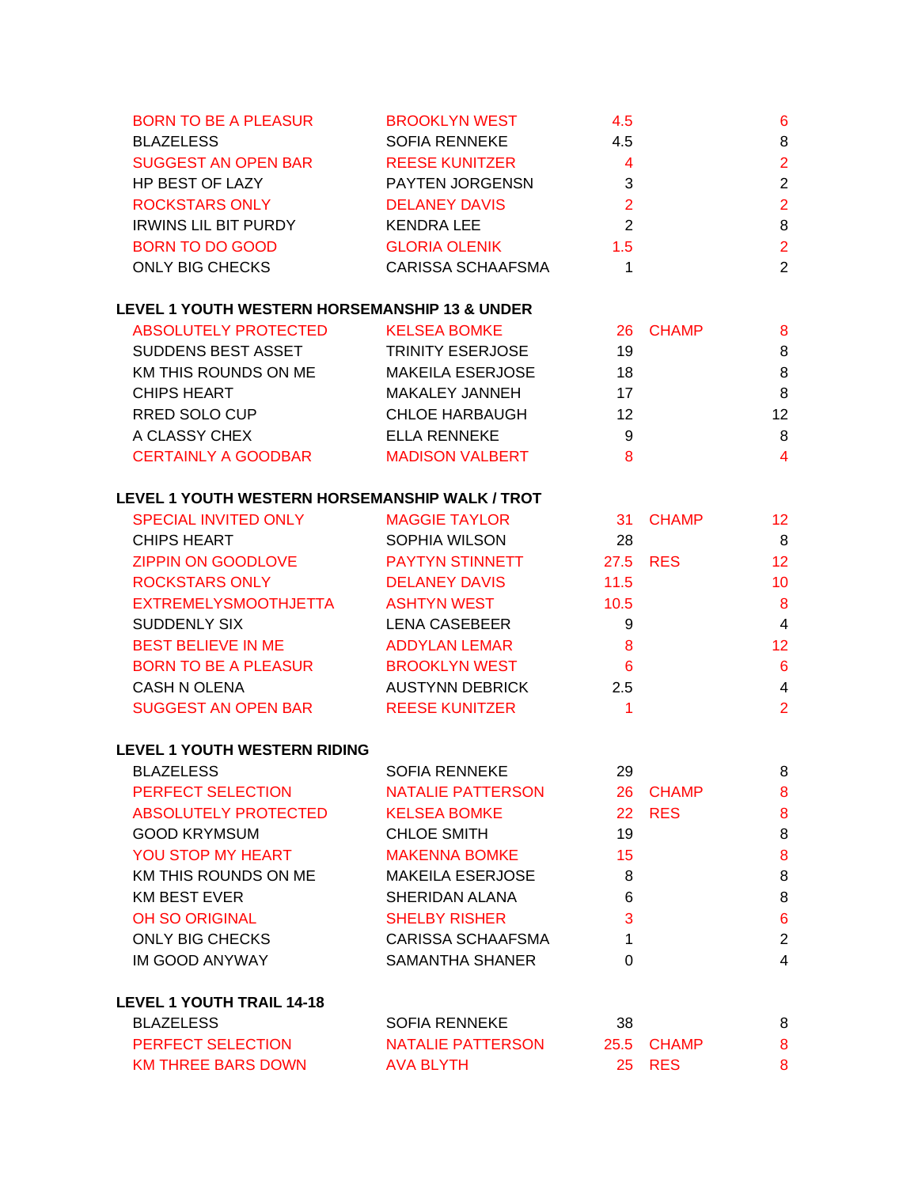| | | | | |
|---|---|---|---|---|
| BORN TO BE A PLEASUR | BROOKLYN WEST | 4.5 | | 6 |
| BLAZELESS | SOFIA RENNEKE | 4.5 | | 8 |
| SUGGEST AN OPEN BAR | REESE KUNITZER | 4 | | 2 |
| HP BEST OF LAZY | PAYTEN JORGENSN | 3 | | 2 |
| ROCKSTARS ONLY | DELANEY DAVIS | 2 | | 2 |
| IRWINS LIL BIT PURDY | KENDRA LEE | 2 | | 8 |
| BORN TO DO GOOD | GLORIA OLENIK | 1.5 | | 2 |
| ONLY BIG CHECKS | CARISSA SCHAAFSMA | 1 | | 2 |

**LEVEL 1 YOUTH WESTERN HORSEMANSHIP 13 & UNDER**

| | | | | |
|---|---|---|---|---|
| ABSOLUTELY PROTECTED | KELSEA BOMKE | 26 | CHAMP | 8 |
| SUDDENS BEST ASSET | TRINITY ESERJOSE | 19 | | 8 |
| KM THIS ROUNDS ON ME | MAKEILA ESERJOSE | 18 | | 8 |
| CHIPS HEART | MAKALEY JANNEH | 17 | | 8 |
| RRED SOLO CUP | CHLOE HARBAUGH | 12 | | 12 |
| A CLASSY CHEX | ELLA RENNEKE | 9 | | 8 |
| CERTAINLY A GOODBAR | MADISON VALBERT | 8 | | 4 |

**LEVEL 1 YOUTH WESTERN HORSEMANSHIP WALK / TROT**

| | | | | |
|---|---|---|---|---|
| SPECIAL INVITED ONLY | MAGGIE TAYLOR | 31 | CHAMP | 12 |
| CHIPS HEART | SOPHIA WILSON | 28 | | 8 |
| ZIPPIN ON GOODLOVE | PAYTYN STINNETT | 27.5 | RES | 12 |
| ROCKSTARS ONLY | DELANEY DAVIS | 11.5 | | 10 |
| EXTREMELYSMOOTHJETTA | ASHTYN WEST | 10.5 | | 8 |
| SUDDENLY SIX | LENA CASEBEER | 9 | | 4 |
| BEST BELIEVE IN ME | ADDYLAN LEMAR | 8 | | 12 |
| BORN TO BE A PLEASUR | BROOKLYN WEST | 6 | | 6 |
| CASH N OLENA | AUSTYNN DEBRICK | 2.5 | | 4 |
| SUGGEST AN OPEN BAR | REESE KUNITZER | 1 | | 2 |

**LEVEL 1 YOUTH WESTERN RIDING**

| | | | | |
|---|---|---|---|---|
| BLAZELESS | SOFIA RENNEKE | 29 | | 8 |
| PERFECT SELECTION | NATALIE PATTERSON | 26 | CHAMP | 8 |
| ABSOLUTELY PROTECTED | KELSEA BOMKE | 22 | RES | 8 |
| GOOD KRYMSUM | CHLOE SMITH | 19 | | 8 |
| YOU STOP MY HEART | MAKENNA BOMKE | 15 | | 8 |
| KM THIS ROUNDS ON ME | MAKEILA ESERJOSE | 8 | | 8 |
| KM BEST EVER | SHERIDAN ALANA | 6 | | 8 |
| OH SO ORIGINAL | SHELBY RISHER | 3 | | 6 |
| ONLY BIG CHECKS | CARISSA SCHAAFSMA | 1 | | 2 |
| IM GOOD ANYWAY | SAMANTHA SHANER | 0 | | 4 |

**LEVEL 1 YOUTH TRAIL 14-18**

| | | | | |
|---|---|---|---|---|
| BLAZELESS | SOFIA RENNEKE | 38 | | 8 |
| PERFECT SELECTION | NATALIE PATTERSON | 25.5 | CHAMP | 8 |
| KM THREE BARS DOWN | AVA BLYTH | 25 | RES | 8 |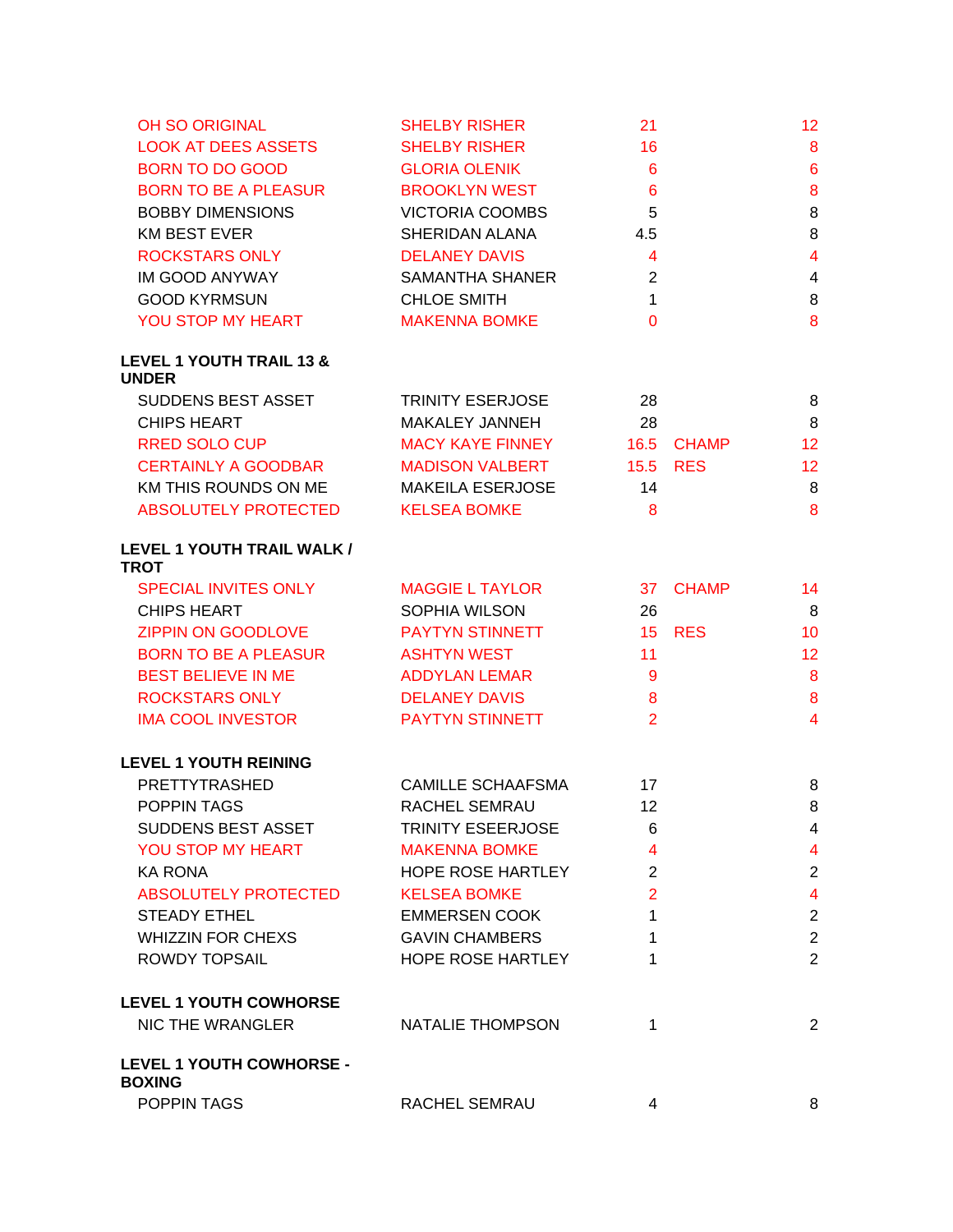| | | | | |
|---|---|---|---|---|
| OH SO ORIGINAL | SHELBY RISHER | 21 | | 12 |
| LOOK AT DEES ASSETS | SHELBY RISHER | 16 | | 8 |
| BORN TO DO GOOD | GLORIA OLENIK | 6 | | 6 |
| BORN TO BE A PLEASUR | BROOKLYN WEST | 6 | | 8 |
| BOBBY DIMENSIONS | VICTORIA COOMBS | 5 | | 8 |
| KM BEST EVER | SHERIDAN ALANA | 4.5 | | 8 |
| ROCKSTARS ONLY | DELANEY DAVIS | 4 | | 4 |
| IM GOOD ANYWAY | SAMANTHA SHANER | 2 | | 4 |
| GOOD KYRMSUN | CHLOE SMITH | 1 | | 8 |
| YOU STOP MY HEART | MAKENNA BOMKE | 0 | | 8 |

**LEVEL 1 YOUTH TRAIL 13 & UNDER**

| | | | | |
|---|---|---|---|---|
| SUDDENS BEST ASSET | TRINITY ESERJOSE | 28 | | 8 |
| CHIPS HEART | MAKALEY JANNEH | 28 | | 8 |
| RRED SOLO CUP | MACY KAYE FINNEY | 16.5 | CHAMP | 12 |
| CERTAINLY A GOODBAR | MADISON VALBERT | 15.5 | RES | 12 |
| KM THIS ROUNDS ON ME | MAKEILA ESERJOSE | 14 | | 8 |
| ABSOLUTELY PROTECTED | KELSEA BOMKE | 8 | | 8 |

**LEVEL 1 YOUTH TRAIL WALK / TROT**

| | | | | |
|---|---|---|---|---|
| SPECIAL INVITES ONLY | MAGGIE L TAYLOR | 37 | CHAMP | 14 |
| CHIPS HEART | SOPHIA WILSON | 26 | | 8 |
| ZIPPIN ON GOODLOVE | PAYTYN STINNETT | 15 | RES | 10 |
| BORN TO BE A PLEASUR | ASHTYN WEST | 11 | | 12 |
| BEST BELIEVE IN ME | ADDYLAN LEMAR | 9 | | 8 |
| ROCKSTARS ONLY | DELANEY DAVIS | 8 | | 8 |
| IMA COOL INVESTOR | PAYTYN STINNETT | 2 | | 4 |

**LEVEL 1 YOUTH REINING**

| | | | | |
|---|---|---|---|---|
| PRETTYTRASHED | CAMILLE SCHAAFSMA | 17 | | 8 |
| POPPIN TAGS | RACHEL SEMRAU | 12 | | 8 |
| SUDDENS BEST ASSET | TRINITY ESEERJOSE | 6 | | 4 |
| YOU STOP MY HEART | MAKENNA BOMKE | 4 | | 4 |
| KA RONA | HOPE ROSE HARTLEY | 2 | | 2 |
| ABSOLUTELY PROTECTED | KELSEA BOMKE | 2 | | 4 |
| STEADY ETHEL | EMMERSEN COOK | 1 | | 2 |
| WHIZZIN FOR CHEXS | GAVIN CHAMBERS | 1 | | 2 |
| ROWDY TOPSAIL | HOPE ROSE HARTLEY | 1 | | 2 |

**LEVEL 1 YOUTH COWHORSE**

| | | | | |
|---|---|---|---|---|
| NIC THE WRANGLER | NATALIE THOMPSON | 1 | | 2 |

**LEVEL 1 YOUTH COWHORSE - BOXING**

| | | | | |
|---|---|---|---|---|
| POPPIN TAGS | RACHEL SEMRAU | 4 | | 8 |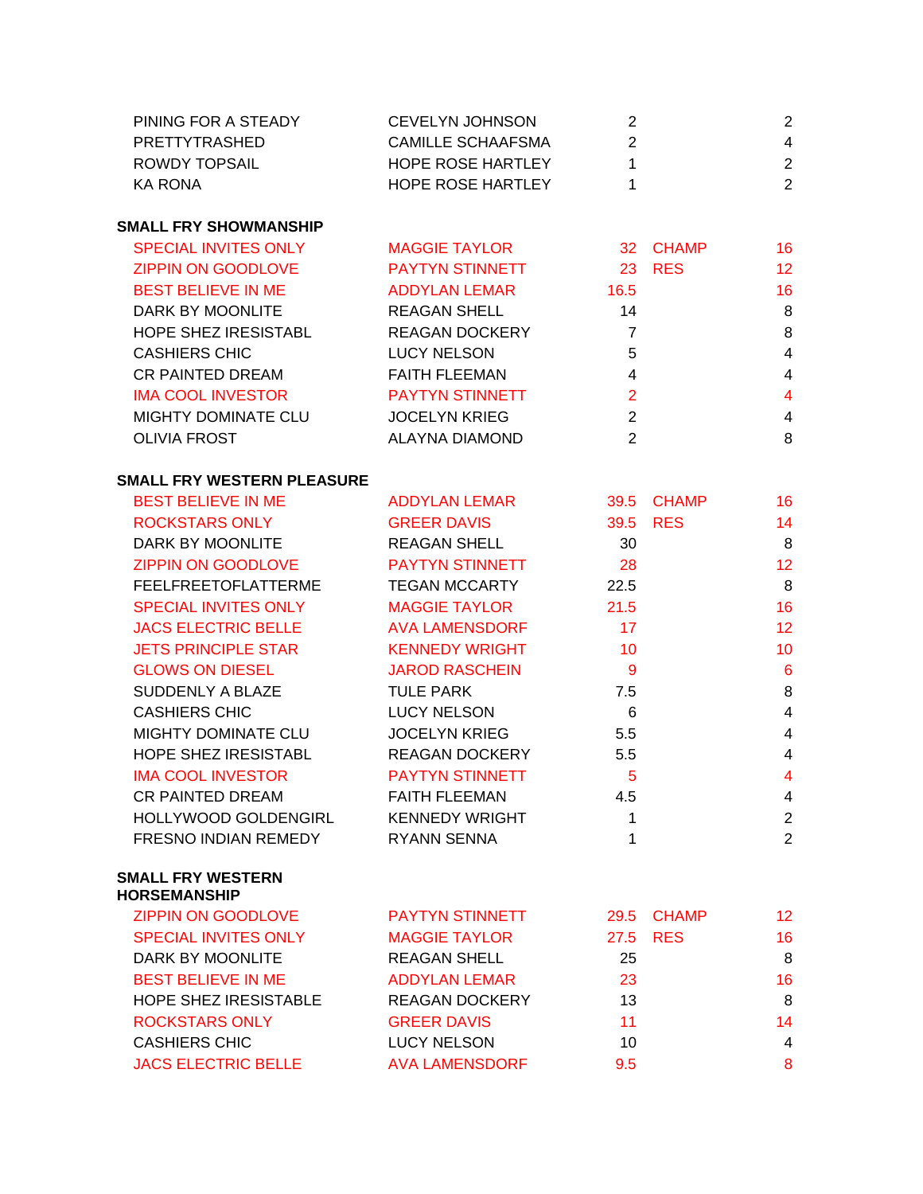| | | | | |
|---|---|---|---|---|
| PINING FOR A STEADY | CEVELYN JOHNSON | 2 | | 2 |
| PRETTYTRASHED | CAMILLE SCHAAFSMA | 2 | | 4 |
| ROWDY TOPSAIL | HOPE ROSE HARTLEY | 1 | | 2 |
| KA RONA | HOPE ROSE HARTLEY | 1 | | 2 |

**SMALL FRY SHOWMANSHIP**

| | | | | |
|---|---|---|---|---|
| SPECIAL INVITES ONLY | MAGGIE TAYLOR | 32 | CHAMP | 16 |
| ZIPPIN ON GOODLOVE | PAYTYN STINNETT | 23 | RES | 12 |
| BEST BELIEVE IN ME | ADDYLAN LEMAR | 16.5 | | 16 |
| DARK BY MOONLITE | REAGAN SHELL | 14 | | 8 |
| HOPE SHEZ IRESISTABL | REAGAN DOCKERY | 7 | | 8 |
| CASHIERS CHIC | LUCY NELSON | 5 | | 4 |
| CR PAINTED DREAM | FAITH FLEEMAN | 4 | | 4 |
| IMA COOL INVESTOR | PAYTYN STINNETT | 2 | | 4 |
| MIGHTY DOMINATE CLU | JOCELYN KRIEG | 2 | | 4 |
| OLIVIA FROST | ALAYNA DIAMOND | 2 | | 8 |

**SMALL FRY WESTERN PLEASURE**

| | | | | |
|---|---|---|---|---|
| BEST BELIEVE IN ME | ADDYLAN LEMAR | 39.5 | CHAMP | 16 |
| ROCKSTARS ONLY | GREER DAVIS | 39.5 | RES | 14 |
| DARK BY MOONLITE | REAGAN SHELL | 30 | | 8 |
| ZIPPIN ON GOODLOVE | PAYTYN STINNETT | 28 | | 12 |
| FEELFREETOFLATTERME | TEGAN MCCARTY | 22.5 | | 8 |
| SPECIAL INVITES ONLY | MAGGIE TAYLOR | 21.5 | | 16 |
| JACS ELECTRIC BELLE | AVA LAMENSDORF | 17 | | 12 |
| JETS PRINCIPLE STAR | KENNEDY WRIGHT | 10 | | 10 |
| GLOWS ON DIESEL | JAROD RASCHEIN | 9 | | 6 |
| SUDDENLY A BLAZE | TULE PARK | 7.5 | | 8 |
| CASHIERS CHIC | LUCY NELSON | 6 | | 4 |
| MIGHTY DOMINATE CLU | JOCELYN KRIEG | 5.5 | | 4 |
| HOPE SHEZ IRESISTABL | REAGAN DOCKERY | 5.5 | | 4 |
| IMA COOL INVESTOR | PAYTYN STINNETT | 5 | | 4 |
| CR PAINTED DREAM | FAITH FLEEMAN | 4.5 | | 4 |
| HOLLYWOOD GOLDENGIRL | KENNEDY WRIGHT | 1 | | 2 |
| FRESNO INDIAN REMEDY | RYANN SENNA | 1 | | 2 |

**SMALL FRY WESTERN HORSEMANSHIP**

| | | | | |
|---|---|---|---|---|
| ZIPPIN ON GOODLOVE | PAYTYN STINNETT | 29.5 | CHAMP | 12 |
| SPECIAL INVITES ONLY | MAGGIE TAYLOR | 27.5 | RES | 16 |
| DARK BY MOONLITE | REAGAN SHELL | 25 | | 8 |
| BEST BELIEVE IN ME | ADDYLAN LEMAR | 23 | | 16 |
| HOPE SHEZ IRESISTABLE | REAGAN DOCKERY | 13 | | 8 |
| ROCKSTARS ONLY | GREER DAVIS | 11 | | 14 |
| CASHIERS CHIC | LUCY NELSON | 10 | | 4 |
| JACS ELECTRIC BELLE | AVA LAMENSDORF | 9.5 | | 8 |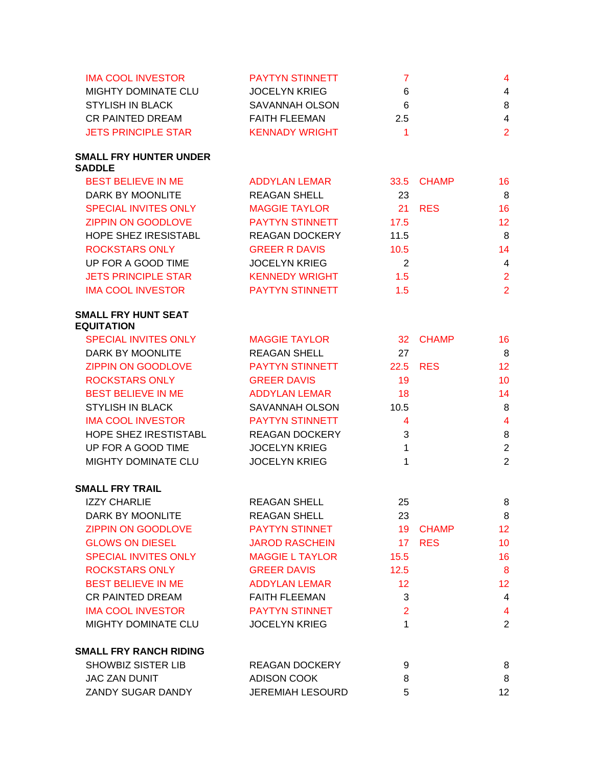| | | | | |
|---|---|---|---|---|
| IMA COOL INVESTOR | PAYTYN STINNETT | 7 | | 4 |
| MIGHTY DOMINATE CLU | JOCELYN KRIEG | 6 | | 4 |
| STYLISH IN BLACK | SAVANNAH OLSON | 6 | | 8 |
| CR PAINTED DREAM | FAITH FLEEMAN | 2.5 | | 4 |
| JETS PRINCIPLE STAR | KENNADY WRIGHT | 1 | | 2 |

**SMALL FRY HUNTER UNDER SADDLE**

| | | | | |
|---|---|---|---|---|
| BEST BELIEVE IN ME | ADDYLAN LEMAR | 33.5 | CHAMP | 16 |
| DARK BY MOONLITE | REAGAN SHELL | 23 | | 8 |
| SPECIAL INVITES ONLY | MAGGIE TAYLOR | 21 | RES | 16 |
| ZIPPIN ON GOODLOVE | PAYTYN STINNETT | 17.5 | | 12 |
| HOPE SHEZ IRESISTABL | REAGAN DOCKERY | 11.5 | | 8 |
| ROCKSTARS ONLY | GREER R DAVIS | 10.5 | | 14 |
| UP FOR A GOOD TIME | JOCELYN KRIEG | 2 | | 4 |
| JETS PRINCIPLE STAR | KENNEDY WRIGHT | 1.5 | | 2 |
| IMA COOL INVESTOR | PAYTYN STINNETT | 1.5 | | 2 |

**SMALL FRY HUNT SEAT EQUITATION**

| | | | | |
|---|---|---|---|---|
| SPECIAL INVITES ONLY | MAGGIE TAYLOR | 32 | CHAMP | 16 |
| DARK BY MOONLITE | REAGAN SHELL | 27 | | 8 |
| ZIPPIN ON GOODLOVE | PAYTYN STINNETT | 22.5 | RES | 12 |
| ROCKSTARS ONLY | GREER DAVIS | 19 | | 10 |
| BEST BELIEVE IN ME | ADDYLAN LEMAR | 18 | | 14 |
| STYLISH IN BLACK | SAVANNAH OLSON | 10.5 | | 8 |
| IMA COOL INVESTOR | PAYTYN STINNETT | 4 | | 4 |
| HOPE SHEZ IRESTISTABL | REAGAN DOCKERY | 3 | | 8 |
| UP FOR A GOOD TIME | JOCELYN KRIEG | 1 | | 2 |
| MIGHTY DOMINATE CLU | JOCELYN KRIEG | 1 | | 2 |

**SMALL FRY TRAIL**

| | | | | |
|---|---|---|---|---|
| IZZY CHARLIE | REAGAN SHELL | 25 | | 8 |
| DARK BY MOONLITE | REAGAN SHELL | 23 | | 8 |
| ZIPPIN ON GOODLOVE | PAYTYN STINNET | 19 | CHAMP | 12 |
| GLOWS ON DIESEL | JAROD RASCHEIN | 17 | RES | 10 |
| SPECIAL INVITES ONLY | MAGGIE L TAYLOR | 15.5 | | 16 |
| ROCKSTARS ONLY | GREER DAVIS | 12.5 | | 8 |
| BEST BELIEVE IN ME | ADDYLAN LEMAR | 12 | | 12 |
| CR PAINTED DREAM | FAITH FLEEMAN | 3 | | 4 |
| IMA COOL INVESTOR | PAYTYN STINNET | 2 | | 4 |
| MIGHTY DOMINATE CLU | JOCELYN KRIEG | 1 | | 2 |

**SMALL FRY RANCH RIDING**

| | | | | |
|---|---|---|---|---|
| SHOWBIZ SISTER LIB | REAGAN DOCKERY | 9 | | 8 |
| JAC ZAN DUNIT | ADISON COOK | 8 | | 8 |
| ZANDY SUGAR DANDY | JEREMIAH LESOURD | 5 | | 12 |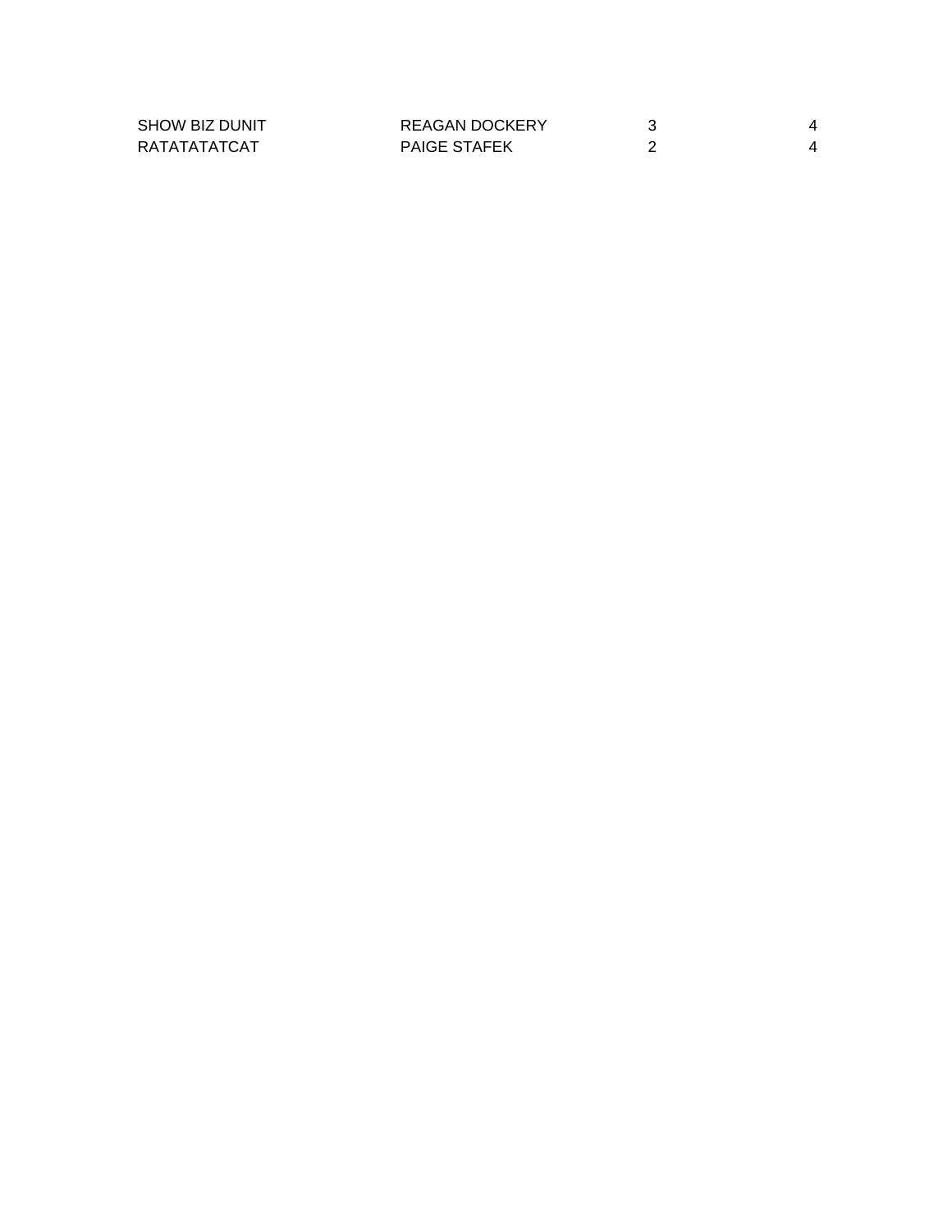| | | | |
|---|---|---|---|
| SHOW BIZ DUNIT | REAGAN DOCKERY | 3 | 4 |
| RATATATATCAT | PAIGE STAFEK | 2 | 4 |